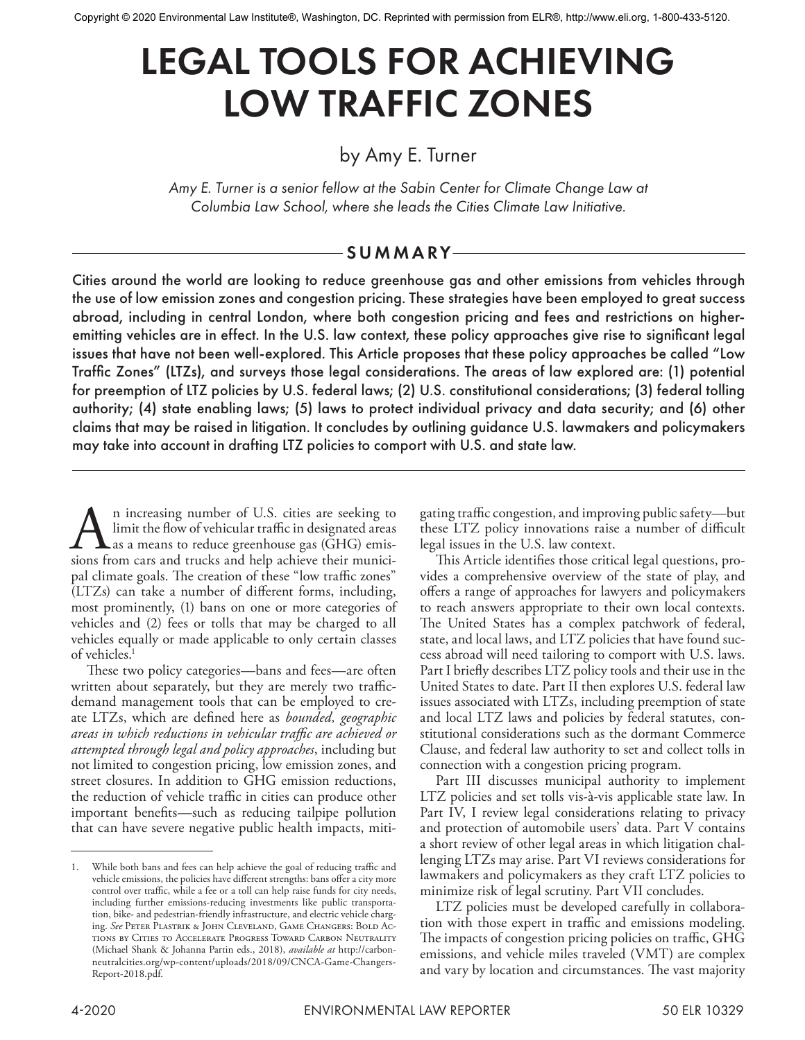Copyright © 2020 Environmental Law Institute®, Washington, DC. Reprinted with permission from ELR®, http://www.eli.org, 1-800-433-5120.

# LEGAL TOOLS FOR ACHIEVING LOW TRAFFIC ZONES

by Amy E. Turner

*Amy E. Turner is a senior fellow at the Sabin Center for Climate Change Law at Columbia Law School, where she leads the Cities Climate Law Initiative.*

## SUMMARY

Cities around the world are looking to reduce greenhouse gas and other emissions from vehicles through the use of low emission zones and congestion pricing. These strategies have been employed to great success abroad, including in central London, where both congestion pricing and fees and restrictions on higher-emitting vehicles are in effect. In the U.S. law context, these policy approaches give rise to significant legal issues that have not been well-explored. This Article proposes that these policy approaches be called "Low Traffic Zones" (LTZs), and surveys those legal considerations. The areas of law explored are: (1) potential for preemption of LTZ policies by U.S. federal laws; (2) U.S. constitutional considerations; (3) federal tolling authority; (4) state enabling laws; (5) laws to protect individual privacy and data security; and (6) other claims that may be raised in litigation. It concludes by outlining guidance U.S. lawmakers and policymakers may take into account in drafting LTZ policies to comport with U.S. and state law.

An increasing number of U.S. cities are seeking to limit the flow of vehicular traffic in designated areas as a means to reduce greenhouse gas (GHG) emissions from cars and trucks and help achieve their municipal climate goals. The creation of these "low traffic zones" (LTZs) can take a number of different forms, including, most prominently, (1) bans on one or more categories of vehicles and (2) fees or tolls that may be charged to all vehicles equally or made applicable to only certain classes of vehicles.[1]

These two policy categories—bans and fees—are often written about separately, but they are merely two traffic-demand management tools that can be employed to create LTZs, which are defined here as *bounded, geographic areas in which reductions in vehicular traffic are achieved or attempted through legal and policy approaches*, including but not limited to congestion pricing, low emission zones, and street closures. In addition to GHG emission reductions, the reduction of vehicle traffic in cities can produce other important benefits—such as reducing tailpipe pollution that can have severe negative public health impacts, mitigating traffic congestion, and improving public safety—but these LTZ policy innovations raise a number of difficult legal issues in the U.S. law context.

This Article identifies those critical legal questions, provides a comprehensive overview of the state of play, and offers a range of approaches for lawyers and policymakers to reach answers appropriate to their own local contexts. The United States has a complex patchwork of federal, state, and local laws, and LTZ policies that have found success abroad will need tailoring to comport with U.S. laws. Part I briefly describes LTZ policy tools and their use in the United States to date. Part II then explores U.S. federal law issues associated with LTZs, including preemption of state and local LTZ laws and policies by federal statutes, constitutional considerations such as the dormant Commerce Clause, and federal law authority to set and collect tolls in connection with a congestion pricing program.

Part III discusses municipal authority to implement LTZ policies and set tolls vis-à-vis applicable state law. In Part IV, I review legal considerations relating to privacy and protection of automobile users' data. Part V contains a short review of other legal areas in which litigation challenging LTZs may arise. Part VI reviews considerations for lawmakers and policymakers as they craft LTZ policies to minimize risk of legal scrutiny. Part VII concludes.

LTZ policies must be developed carefully in collaboration with those expert in traffic and emissions modeling. The impacts of congestion pricing policies on traffic, GHG emissions, and vehicle miles traveled (VMT) are complex and vary by location and circumstances. The vast majority

---

1. While both bans and fees can help achieve the goal of reducing traffic and vehicle emissions, the policies have different strengths: bans offer a city more control over traffic, while a fee or a toll can help raise funds for city needs, including further emissions-reducing investments like public transportation, bike- and pedestrian-friendly infrastructure, and electric vehicle charging. *See* Peter Plastrik & John Cleveland, Game Changers: Bold Actions by Cities to Accelerate Progress Toward Carbon Neutrality (Michael Shank & Johanna Partin eds., 2018), *available at* http://carbonneutralcities.org/wp-content/uploads/2018/09/CNCA-Game-Changers-Report-2018.pdf.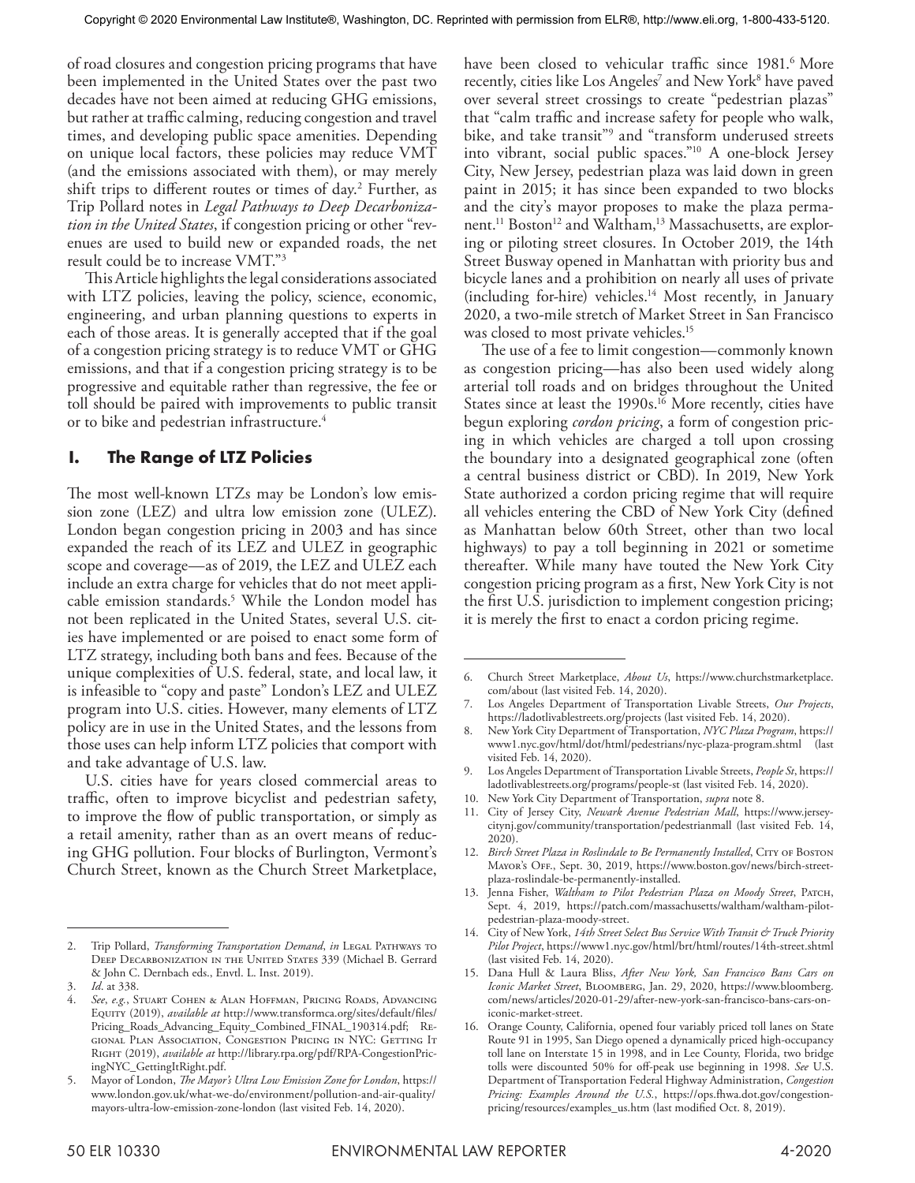of road closures and congestion pricing programs that have been implemented in the United States over the past two decades have not been aimed at reducing GHG emissions, but rather at traffic calming, reducing congestion and travel times, and developing public space amenities. Depending on unique local factors, these policies may reduce VMT (and the emissions associated with them), or may merely shift trips to different routes or times of day.[2] Further, as Trip Pollard notes in *Legal Pathways to Deep Decarbonization in the United States*, if congestion pricing or other "revenues are used to build new or expanded roads, the net result could be to increase VMT."[3]

This Article highlights the legal considerations associated with LTZ policies, leaving the policy, science, economic, engineering, and urban planning questions to experts in each of those areas. It is generally accepted that if the goal of a congestion pricing strategy is to reduce VMT or GHG emissions, and that if a congestion pricing strategy is to be progressive and equitable rather than regressive, the fee or toll should be paired with improvements to public transit or to bike and pedestrian infrastructure.[4]

## I. The Range of LTZ Policies

The most well-known LTZs may be London's low emission zone (LEZ) and ultra low emission zone (ULEZ). London began congestion pricing in 2003 and has since expanded the reach of its LEZ and ULEZ in geographic scope and coverage—as of 2019, the LEZ and ULEZ each include an extra charge for vehicles that do not meet applicable emission standards.[5] While the London model has not been replicated in the United States, several U.S. cities have implemented or are poised to enact some form of LTZ strategy, including both bans and fees. Because of the unique complexities of U.S. federal, state, and local law, it is infeasible to "copy and paste" London's LEZ and ULEZ program into U.S. cities. However, many elements of LTZ policy are in use in the United States, and the lessons from those uses can help inform LTZ policies that comport with and take advantage of U.S. law.

U.S. cities have for years closed commercial areas to traffic, often to improve bicyclist and pedestrian safety, to improve the flow of public transportation, or simply as a retail amenity, rather than as an overt means of reducing GHG pollution. Four blocks of Burlington, Vermont's Church Street, known as the Church Street Marketplace, have been closed to vehicular traffic since 1981.[6] More recently, cities like Los Angeles[7] and New York[8] have paved over several street crossings to create "pedestrian plazas" that "calm traffic and increase safety for people who walk, bike, and take transit"[9] and "transform underused streets into vibrant, social public spaces."[10] A one-block Jersey City, New Jersey, pedestrian plaza was laid down in green paint in 2015; it has since been expanded to two blocks and the city's mayor proposes to make the plaza permanent.[11] Boston[12] and Waltham,[13] Massachusetts, are exploring or piloting street closures. In October 2019, the 14th Street Busway opened in Manhattan with priority bus and bicycle lanes and a prohibition on nearly all uses of private (including for-hire) vehicles.[14] Most recently, in January 2020, a two-mile stretch of Market Street in San Francisco was closed to most private vehicles.[15]

The use of a fee to limit congestion—commonly known as congestion pricing—has also been used widely along arterial toll roads and on bridges throughout the United States since at least the 1990s.[16] More recently, cities have begun exploring *cordon pricing*, a form of congestion pricing in which vehicles are charged a toll upon crossing the boundary into a designated geographical zone (often a central business district or CBD). In 2019, New York State authorized a cordon pricing regime that will require all vehicles entering the CBD of New York City (defined as Manhattan below 60th Street, other than two local highways) to pay a toll beginning in 2021 or sometime thereafter. While many have touted the New York City congestion pricing program as a first, New York City is not the first U.S. jurisdiction to implement congestion pricing; it is merely the first to enact a cordon pricing regime.

---

2. Trip Pollard, *Transforming Transportation Demand*, *in* Legal Pathways to Deep Decarbonization in the United States 339 (Michael B. Gerrard & John C. Dernbach eds., Envtl. L. Inst. 2019).
3. *Id*. at 338.
4. *See, e.g.*, Stuart Cohen & Alan Hoffman, Pricing Roads, Advancing Equity (2019), *available at* http://www.transformca.org/sites/default/files/Pricing_Roads_Advancing_Equity_Combined_FINAL_190314.pdf; Regional Plan Association, Congestion Pricing in NYC: Getting It Right (2019), *available at* http://library.rpa.org/pdf/RPA-CongestionPricingNYC_GettingItRight.pdf.
5. Mayor of London, *The Mayor's Ultra Low Emission Zone for London*, https://www.london.gov.uk/what-we-do/environment/pollution-and-air-quality/mayors-ultra-low-emission-zone-london (last visited Feb. 14, 2020).
6. Church Street Marketplace, *About Us*, https://www.churchstmarketplace.com/about (last visited Feb. 14, 2020).
7. Los Angeles Department of Transportation Livable Streets, *Our Projects*, https://ladotlivablestreets.org/projects (last visited Feb. 14, 2020).
8. New York City Department of Transportation, *NYC Plaza Program*, https://www1.nyc.gov/html/dot/html/pedestrians/nyc-plaza-program.shtml (last visited Feb. 14, 2020).
9. Los Angeles Department of Transportation Livable Streets, *People St*, https://ladotlivablestreets.org/programs/people-st (last visited Feb. 14, 2020).
10. New York City Department of Transportation, *supra* note 8.
11. City of Jersey City, *Newark Avenue Pedestrian Mall*, https://www.jerseycitynj.gov/community/transportation/pedestrianmall (last visited Feb. 14, 2020).
12. *Birch Street Plaza in Roslindale to Be Permanently Installed*, City of Boston Mayor's Off., Sept. 30, 2019, https://www.boston.gov/news/birch-street-plaza-roslindale-be-permanently-installed.
13. Jenna Fisher, *Waltham to Pilot Pedestrian Plaza on Moody Street*, Patch, Sept. 4, 2019, https://patch.com/massachusetts/waltham/waltham-pilot-pedestrian-plaza-moody-street.
14. City of New York, *14th Street Select Bus Service With Transit & Truck Priority Pilot Project*, https://www1.nyc.gov/html/brt/html/routes/14th-street.shtml (last visited Feb. 14, 2020).
15. Dana Hull & Laura Bliss, *After New York, San Francisco Bans Cars on Iconic Market Street*, Bloomberg, Jan. 29, 2020, https://www.bloomberg.com/news/articles/2020-01-29/after-new-york-san-francisco-bans-cars-on-iconic-market-street.
16. Orange County, California, opened four variably priced toll lanes on State Route 91 in 1995, San Diego opened a dynamically priced high-occupancy toll lane on Interstate 15 in 1998, and in Lee County, Florida, two bridge tolls were discounted 50% for off-peak use beginning in 1998. *See* U.S. Department of Transportation Federal Highway Administration, *Congestion Pricing: Examples Around the U.S.*, https://ops.fhwa.dot.gov/congestionpricing/resources/examples_us.htm (last modified Oct. 8, 2019).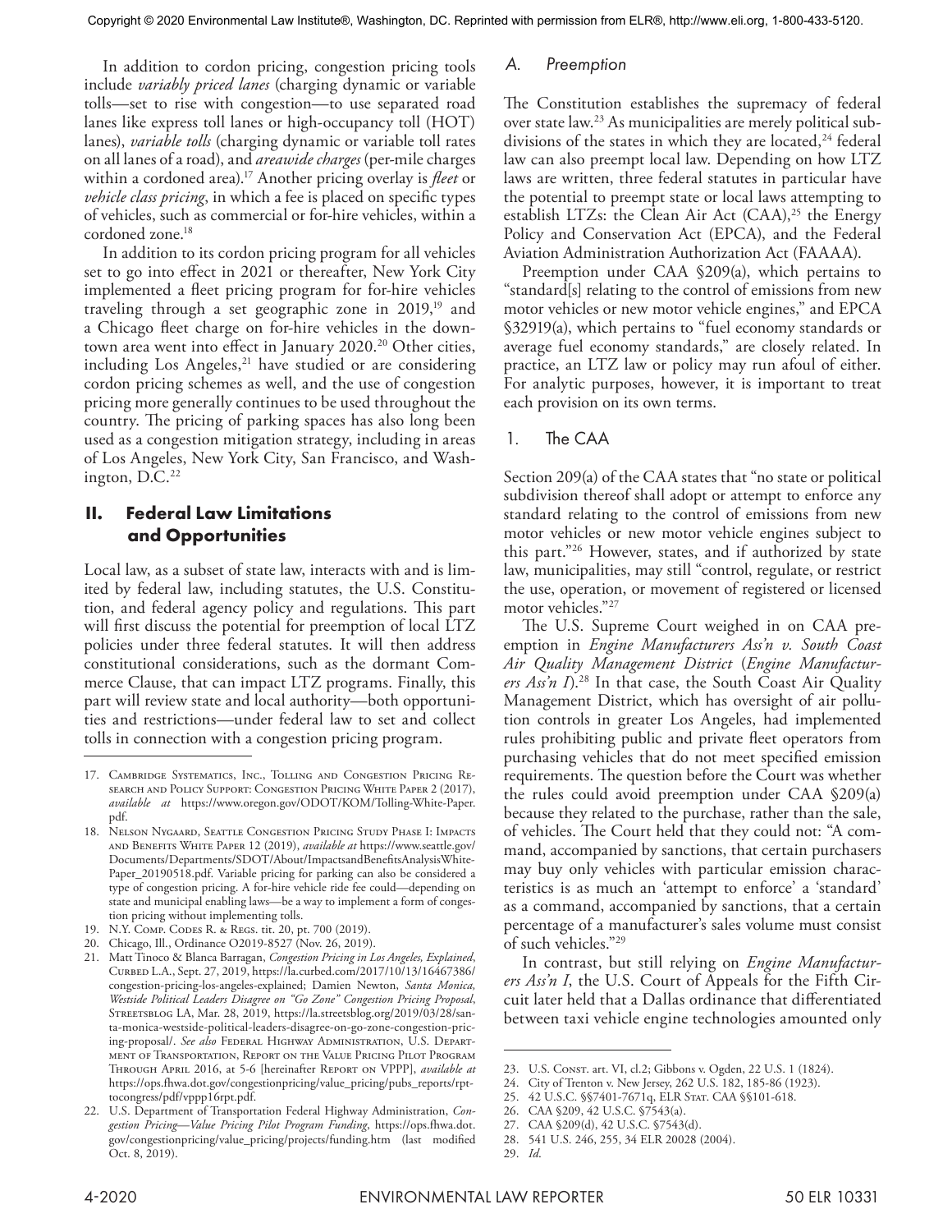In addition to cordon pricing, congestion pricing tools include *variably priced lanes* (charging dynamic or variable tolls—set to rise with congestion—to use separated road lanes like express toll lanes or high-occupancy toll (HOT) lanes), *variable tolls* (charging dynamic or variable toll rates on all lanes of a road), and *areawide charges* (per-mile charges within a cordoned area).[17] Another pricing overlay is *fleet* or *vehicle class pricing*, in which a fee is placed on specific types of vehicles, such as commercial or for-hire vehicles, within a cordoned zone.[18]

In addition to its cordon pricing program for all vehicles set to go into effect in 2021 or thereafter, New York City implemented a fleet pricing program for for-hire vehicles traveling through a set geographic zone in 2019,[19] and a Chicago fleet charge on for-hire vehicles in the downtown area went into effect in January 2020.[20] Other cities, including Los Angeles,[21] have studied or are considering cordon pricing schemes as well, and the use of congestion pricing more generally continues to be used throughout the country. The pricing of parking spaces has also long been used as a congestion mitigation strategy, including in areas of Los Angeles, New York City, San Francisco, and Washington, D.C.[22]

## II. Federal Law Limitations and Opportunities

Local law, as a subset of state law, interacts with and is limited by federal law, including statutes, the U.S. Constitution, and federal agency policy and regulations. This part will first discuss the potential for preemption of local LTZ policies under three federal statutes. It will then address constitutional considerations, such as the dormant Commerce Clause, that can impact LTZ programs. Finally, this part will review state and local authority—both opportunities and restrictions—under federal law to set and collect tolls in connection with a congestion pricing program.

### A. Preemption

The Constitution establishes the supremacy of federal over state law.[23] As municipalities are merely political subdivisions of the states in which they are located,[24] federal law can also preempt local law. Depending on how LTZ laws are written, three federal statutes in particular have the potential to preempt state or local laws attempting to establish LTZs: the Clean Air Act (CAA),[25] the Energy Policy and Conservation Act (EPCA), and the Federal Aviation Administration Authorization Act (FAAAA).

Preemption under CAA §209(a), which pertains to "standard[s] relating to the control of emissions from new motor vehicles or new motor vehicle engines," and EPCA §32919(a), which pertains to "fuel economy standards or average fuel economy standards," are closely related. In practice, an LTZ law or policy may run afoul of either. For analytic purposes, however, it is important to treat each provision on its own terms.

#### 1. The CAA

Section 209(a) of the CAA states that "no state or political subdivision thereof shall adopt or attempt to enforce any standard relating to the control of emissions from new motor vehicles or new motor vehicle engines subject to this part."[26] However, states, and if authorized by state law, municipalities, may still "control, regulate, or restrict the use, operation, or movement of registered or licensed motor vehicles."[27]

The U.S. Supreme Court weighed in on CAA preemption in *Engine Manufacturers Ass'n v. South Coast Air Quality Management District* (*Engine Manufacturers Ass'n I*).[28] In that case, the South Coast Air Quality Management District, which has oversight of air pollution controls in greater Los Angeles, had implemented rules prohibiting public and private fleet operators from purchasing vehicles that do not meet specified emission requirements. The question before the Court was whether the rules could avoid preemption under CAA §209(a) because they related to the purchase, rather than the sale, of vehicles. The Court held that they could not: "A command, accompanied by sanctions, that certain purchasers may buy only vehicles with particular emission characteristics is as much an 'attempt to enforce' a 'standard' as a command, accompanied by sanctions, that a certain percentage of a manufacturer's sales volume must consist of such vehicles."[29]

In contrast, but still relying on *Engine Manufacturers Ass'n I*, the U.S. Court of Appeals for the Fifth Circuit later held that a Dallas ordinance that differentiated between taxi vehicle engine technologies amounted only

---

17. Cambridge Systematics, Inc., Tolling and Congestion Pricing Research and Policy Support: Congestion Pricing White Paper 2 (2017), *available at* https://www.oregon.gov/ODOT/KOM/Tolling-White-Paper.pdf.
18. Nelson Nygaard, Seattle Congestion Pricing Study Phase I: Impacts and Benefits White Paper 12 (2019), *available at* https://www.seattle.gov/Documents/Departments/SDOT/About/ImpactsandBenefitsAnalysisWhitePaper_20190518.pdf. Variable pricing for parking can also be considered a type of congestion pricing. A for-hire vehicle ride fee could—depending on state and municipal enabling laws—be a way to implement a form of congestion pricing without implementing tolls.
19. N.Y. Comp. Codes R. & Regs. tit. 20, pt. 700 (2019).
20. Chicago, Ill., Ordinance O2019-8527 (Nov. 26, 2019).
21. Matt Tinoco & Blanca Barragan, *Congestion Pricing in Los Angeles, Explained*, Curbed L.A., Sept. 27, 2019, https://la.curbed.com/2017/10/13/16467386/congestion-pricing-los-angeles-explained; Damien Newton, *Santa Monica, Westside Political Leaders Disagree on "Go Zone" Congestion Pricing Proposal*, Streetsblog LA, Mar. 28, 2019, https://la.streetsblog.org/2019/03/28/santa-monica-westside-political-leaders-disagree-on-go-zone-congestion-pricing-proposal/. *See also* Federal Highway Administration, U.S. Department of Transportation, Report on the Value Pricing Pilot Program Through April 2016, at 5-6 [hereinafter Report on VPPP], *available at* https://ops.fhwa.dot.gov/congestionpricing/value_pricing/pubs_reports/rpttocongress/pdf/vppp16rpt.pdf.
22. U.S. Department of Transportation Federal Highway Administration, *Congestion Pricing—Value Pricing Pilot Program Funding*, https://ops.fhwa.dot.gov/congestionpricing/value_pricing/projects/funding.htm (last modified Oct. 8, 2019).
23. U.S. Const. art. VI, cl.2; Gibbons v. Ogden, 22 U.S. 1 (1824).
24. City of Trenton v. New Jersey, 262 U.S. 182, 185-86 (1923).
25. 42 U.S.C. §§7401-7671q, ELR Stat. CAA §§101-618.
26. CAA §209, 42 U.S.C. §7543(a).
27. CAA §209(d), 42 U.S.C. §7543(d).
28. 541 U.S. 246, 255, 34 ELR 20028 (2004).
29. *Id.*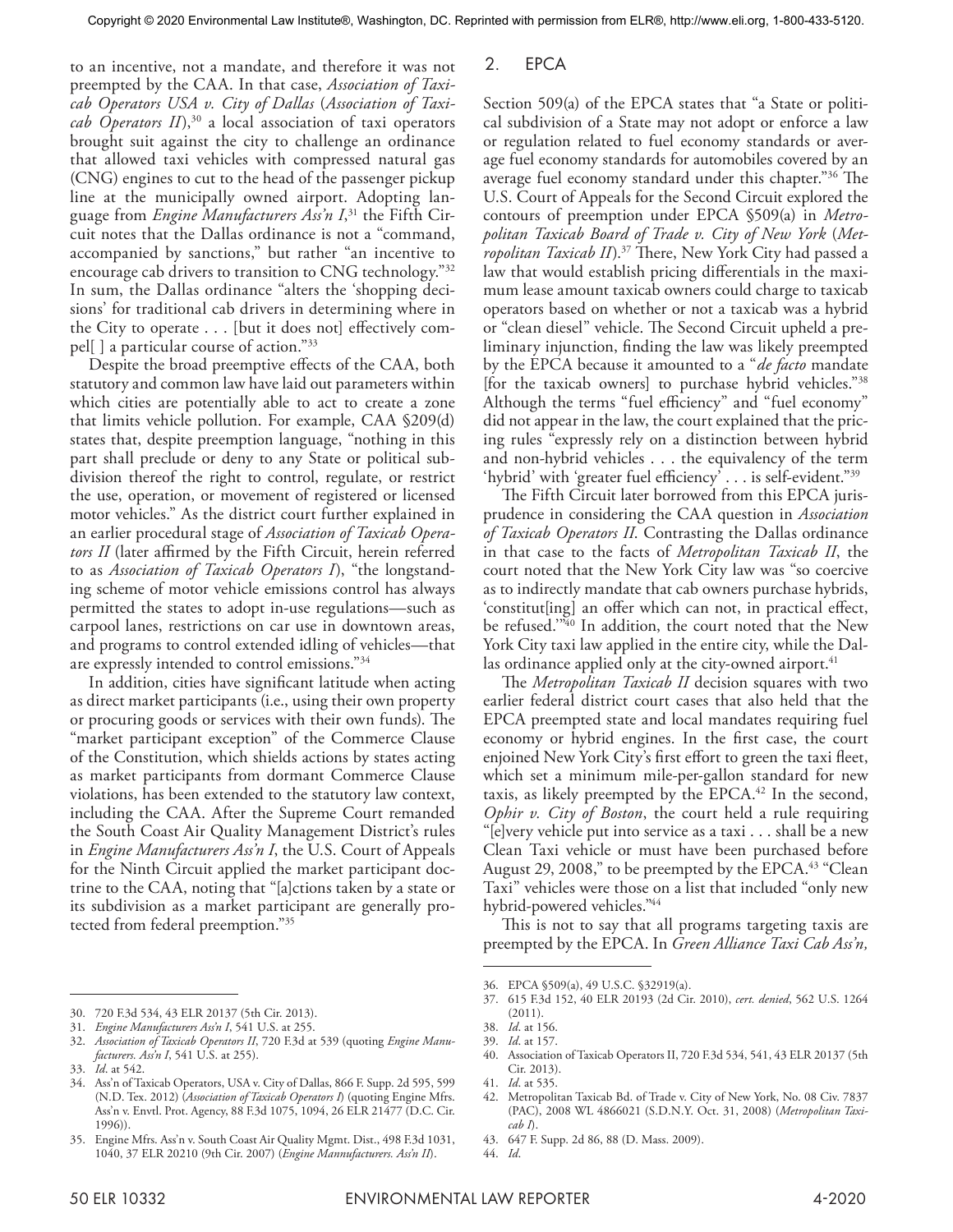to an incentive, not a mandate, and therefore it was not preempted by the CAA. In that case, *Association of Taxicab Operators USA v. City of Dallas* (*Association of Taxicab Operators II*),[30] a local association of taxi operators brought suit against the city to challenge an ordinance that allowed taxi vehicles with compressed natural gas (CNG) engines to cut to the head of the passenger pickup line at the municipally owned airport. Adopting language from *Engine Manufacturers Ass'n I*,[31] the Fifth Circuit notes that the Dallas ordinance is not a "command, accompanied by sanctions," but rather "an incentive to encourage cab drivers to transition to CNG technology."[32] In sum, the Dallas ordinance "alters the 'shopping decisions' for traditional cab drivers in determining where in the City to operate . . . [but it does not] effectively compel[ ] a particular course of action."[33]

Despite the broad preemptive effects of the CAA, both statutory and common law have laid out parameters within which cities are potentially able to act to create a zone that limits vehicle pollution. For example, CAA §209(d) states that, despite preemption language, "nothing in this part shall preclude or deny to any State or political subdivision thereof the right to control, regulate, or restrict the use, operation, or movement of registered or licensed motor vehicles." As the district court further explained in an earlier procedural stage of *Association of Taxicab Operators II* (later affirmed by the Fifth Circuit, herein referred to as *Association of Taxicab Operators I*), "the longstanding scheme of motor vehicle emissions control has always permitted the states to adopt in-use regulations—such as carpool lanes, restrictions on car use in downtown areas, and programs to control extended idling of vehicles—that are expressly intended to control emissions."[34]

In addition, cities have significant latitude when acting as direct market participants (i.e., using their own property or procuring goods or services with their own funds). The "market participant exception" of the Commerce Clause of the Constitution, which shields actions by states acting as market participants from dormant Commerce Clause violations, has been extended to the statutory law context, including the CAA. After the Supreme Court remanded the South Coast Air Quality Management District's rules in *Engine Manufacturers Ass'n I*, the U.S. Court of Appeals for the Ninth Circuit applied the market participant doctrine to the CAA, noting that "[a]ctions taken by a state or its subdivision as a market participant are generally protected from federal preemption."[35]

## 2. EPCA

Section 509(a) of the EPCA states that "a State or political subdivision of a State may not adopt or enforce a law or regulation related to fuel economy standards or average fuel economy standards for automobiles covered by an average fuel economy standard under this chapter."[36] The U.S. Court of Appeals for the Second Circuit explored the contours of preemption under EPCA §509(a) in *Metropolitan Taxicab Board of Trade v. City of New York* (*Metropolitan Taxicab II*).[37] There, New York City had passed a law that would establish pricing differentials in the maximum lease amount taxicab owners could charge to taxicab operators based on whether or not a taxicab was a hybrid or "clean diesel" vehicle. The Second Circuit upheld a preliminary injunction, finding the law was likely preempted by the EPCA because it amounted to a "*de facto* mandate [for the taxicab owners] to purchase hybrid vehicles."[38] Although the terms "fuel efficiency" and "fuel economy" did not appear in the law, the court explained that the pricing rules "expressly rely on a distinction between hybrid and non-hybrid vehicles . . . the equivalency of the term 'hybrid' with 'greater fuel efficiency' . . . is self-evident."[39]

The Fifth Circuit later borrowed from this EPCA jurisprudence in considering the CAA question in *Association of Taxicab Operators II*. Contrasting the Dallas ordinance in that case to the facts of *Metropolitan Taxicab II*, the court noted that the New York City law was "so coercive as to indirectly mandate that cab owners purchase hybrids, 'constitut[ing] an offer which can not, in practical effect, be refused.'"[40] In addition, the court noted that the New York City taxi law applied in the entire city, while the Dallas ordinance applied only at the city-owned airport.[41]

The *Metropolitan Taxicab II* decision squares with two earlier federal district court cases that also held that the EPCA preempted state and local mandates requiring fuel economy or hybrid engines. In the first case, the court enjoined New York City's first effort to green the taxi fleet, which set a minimum mile-per-gallon standard for new taxis, as likely preempted by the EPCA.[42] In the second, *Ophir v. City of Boston*, the court held a rule requiring "[e]very vehicle put into service as a taxi . . . shall be a new Clean Taxi vehicle or must have been purchased before August 29, 2008," to be preempted by the EPCA.[43] "Clean Taxi" vehicles were those on a list that included "only new hybrid-powered vehicles."[44]

This is not to say that all programs targeting taxis are preempted by the EPCA. In *Green Alliance Taxi Cab Ass'n,*

---

30. 720 F.3d 534, 43 ELR 20137 (5th Cir. 2013).
31. *Engine Manufacturers Ass'n I*, 541 U.S. at 255.
32. *Association of Taxicab Operators II*, 720 F.3d at 539 (quoting *Engine Manufacturers. Ass'n I*, 541 U.S. at 255).
33. *Id*. at 542.
34. Ass'n of Taxicab Operators, USA v. City of Dallas, 866 F. Supp. 2d 595, 599 (N.D. Tex. 2012) (*Association of Taxicab Operators I*) (quoting Engine Mfrs. Ass'n v. Envtl. Prot. Agency, 88 F.3d 1075, 1094, 26 ELR 21477 (D.C. Cir. 1996)).
35. Engine Mfrs. Ass'n v. South Coast Air Quality Mgmt. Dist., 498 F.3d 1031, 1040, 37 ELR 20210 (9th Cir. 2007) (*Engine Mannufacturers. Ass'n II*).
36. EPCA §509(a), 49 U.S.C. §32919(a).
37. 615 F.3d 152, 40 ELR 20193 (2d Cir. 2010), *cert. denied*, 562 U.S. 1264 (2011).
38. *Id*. at 156.
39. *Id*. at 157.
40. Association of Taxicab Operators II, 720 F.3d 534, 541, 43 ELR 20137 (5th Cir. 2013).
41. *Id*. at 535.
42. Metropolitan Taxicab Bd. of Trade v. City of New York, No. 08 Civ. 7837 (PAC), 2008 WL 4866021 (S.D.N.Y. Oct. 31, 2008) (*Metropolitan Taxicab I*).
43. 647 F. Supp. 2d 86, 88 (D. Mass. 2009).
44. *Id*.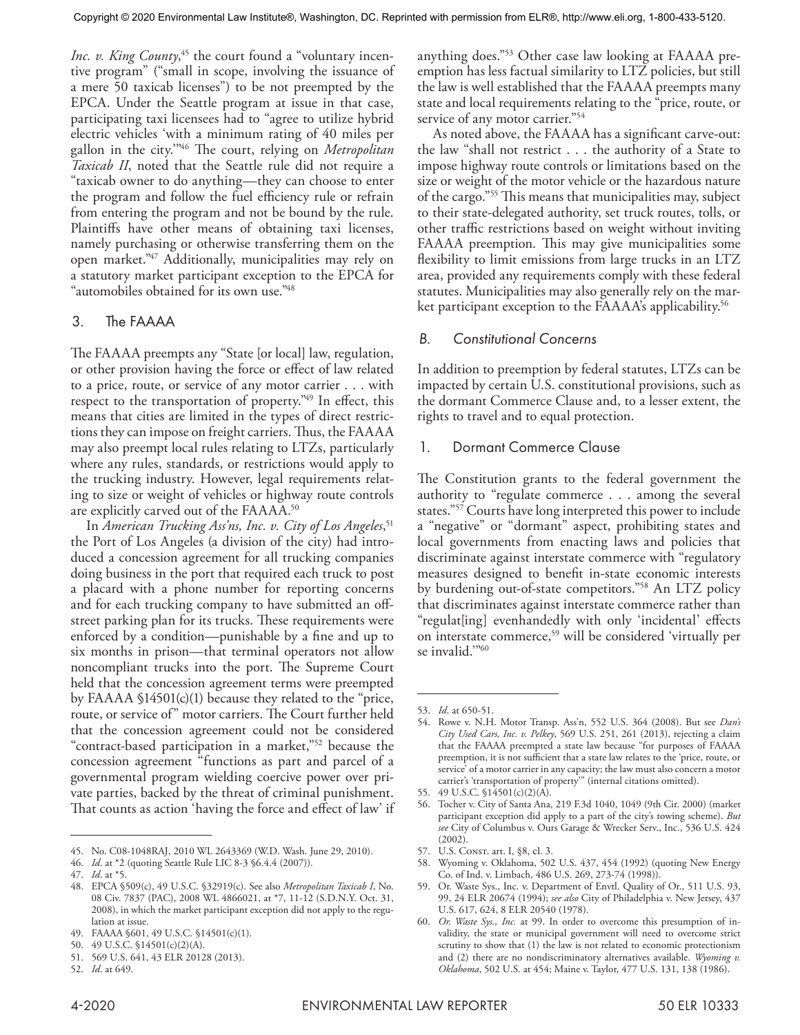*Inc. v. King County*,[45] the court found a "voluntary incentive program" ("small in scope, involving the issuance of a mere 50 taxicab licenses") to be not preempted by the EPCA. Under the Seattle program at issue in that case, participating taxi licensees had to "agree to utilize hybrid electric vehicles 'with a minimum rating of 40 miles per gallon in the city.'"[46] The court, relying on *Metropolitan Taxicab II*, noted that the Seattle rule did not require a "taxicab owner to do anything—they can choose to enter the program and follow the fuel efficiency rule or refrain from entering the program and not be bound by the rule. Plaintiffs have other means of obtaining taxi licenses, namely purchasing or otherwise transferring them on the open market."[47] Additionally, municipalities may rely on a statutory market participant exception to the EPCA for "automobiles obtained for its own use."[48]

### 3. The FAAAA

The FAAAA preempts any "State [or local] law, regulation, or other provision having the force or effect of law related to a price, route, or service of any motor carrier . . . with respect to the transportation of property."[49] In effect, this means that cities are limited in the types of direct restrictions they can impose on freight carriers. Thus, the FAAAA may also preempt local rules relating to LTZs, particularly where any rules, standards, or restrictions would apply to the trucking industry. However, legal requirements relating to size or weight of vehicles or highway route controls are explicitly carved out of the FAAAA.[50]

In *American Trucking Ass'ns, Inc. v. City of Los Angeles*,[51] the Port of Los Angeles (a division of the city) had introduced a concession agreement for all trucking companies doing business in the port that required each truck to post a placard with a phone number for reporting concerns and for each trucking company to have submitted an off-street parking plan for its trucks. These requirements were enforced by a condition—punishable by a fine and up to six months in prison—that terminal operators not allow noncompliant trucks into the port. The Supreme Court held that the concession agreement terms were preempted by FAAAA §14501(c)(1) because they related to the "price, route, or service of" motor carriers. The Court further held that the concession agreement could not be considered "contract-based participation in a market,"[52] because the concession agreement "functions as part and parcel of a governmental program wielding coercive power over private parties, backed by the threat of criminal punishment. That counts as action 'having the force and effect of law' if anything does."[53] Other case law looking at FAAAA preemption has less factual similarity to LTZ policies, but still the law is well established that the FAAAA preempts many state and local requirements relating to the "price, route, or service of any motor carrier."[54]

As noted above, the FAAAA has a significant carve-out: the law "shall not restrict . . . the authority of a State to impose highway route controls or limitations based on the size or weight of the motor vehicle or the hazardous nature of the cargo."[55] This means that municipalities may, subject to their state-delegated authority, set truck routes, tolls, or other traffic restrictions based on weight without inviting FAAAA preemption. This may give municipalities some flexibility to limit emissions from large trucks in an LTZ area, provided any requirements comply with these federal statutes. Municipalities may also generally rely on the market participant exception to the FAAAA's applicability.[56]

## B. Constitutional Concerns

In addition to preemption by federal statutes, LTZs can be impacted by certain U.S. constitutional provisions, such as the dormant Commerce Clause and, to a lesser extent, the rights to travel and to equal protection.

### 1. Dormant Commerce Clause

The Constitution grants to the federal government the authority to "regulate commerce . . . among the several states."[57] Courts have long interpreted this power to include a "negative" or "dormant" aspect, prohibiting states and local governments from enacting laws and policies that discriminate against interstate commerce with "regulatory measures designed to benefit in-state economic interests by burdening out-of-state competitors."[58] An LTZ policy that discriminates against interstate commerce rather than "regulat[ing] evenhandedly with only 'incidental' effects on interstate commerce,[59] will be considered 'virtually per se invalid.'"[60]

---

45. No. C08-1048RAJ, 2010 WL 2643369 (W.D. Wash. June 29, 2010).
46. *Id*. at *2 (quoting Seattle Rule LIC 8-3 §6.4.4 (2007)).
47. *Id*. at *5.
48. EPCA §509(c), 49 U.S.C. §32919(c). See also *Metropolitan Taxicab I*, No. 08 Civ. 7837 (PAC), 2008 WL 4866021, at *7, 11-12 (S.D.N.Y. Oct. 31, 2008), in which the market participant exception did not apply to the regulation at issue.
49. FAAAA §601, 49 U.S.C. §14501(c)(1).
50. 49 U.S.C. §14501(c)(2)(A).
51. 569 U.S. 641, 43 ELR 20128 (2013).
52. *Id*. at 649.
53. *Id*. at 650-51.
54. Rowe v. N.H. Motor Transp. Ass'n, 552 U.S. 364 (2008). But see *Dan's City Used Cars, Inc. v. Pelkey*, 569 U.S. 251, 261 (2013), rejecting a claim that the FAAAA preempted a state law because "for purposes of FAAAA preemption, it is not sufficient that a state law relates to the 'price, route, or service' of a motor carrier in any capacity; the law must also concern a motor carrier's 'transportation of property'" (internal citations omitted).
55. 49 U.S.C. §14501(c)(2)(A).
56. Tocher v. City of Santa Ana, 219 F.3d 1040, 1049 (9th Cir. 2000) (market participant exception did apply to a part of the city's towing scheme). *But see* City of Columbus v. Ours Garage & Wrecker Serv., Inc., 536 U.S. 424 (2002).
57. U.S. Const. art. I, §8, cl. 3.
58. Wyoming v. Oklahoma, 502 U.S. 437, 454 (1992) (quoting New Energy Co. of Ind. v. Limbach, 486 U.S. 269, 273-74 (1998)).
59. Or. Waste Sys., Inc. v. Department of Envtl. Quality of Or., 511 U.S. 93, 99, 24 ELR 20674 (1994); *see also* City of Philadelphia v. New Jersey, 437 U.S. 617, 624, 8 ELR 20540 (1978).
60. *Or. Waste Sys., Inc.* at 99. In order to overcome this presumption of invalidity, the state or municipal government will need to overcome strict scrutiny to show that (1) the law is not related to economic protectionism and (2) there are no nondiscriminatory alternatives available. *Wyoming v. Oklahoma*, 502 U.S. at 454; Maine v. Taylor, 477 U.S. 131, 138 (1986).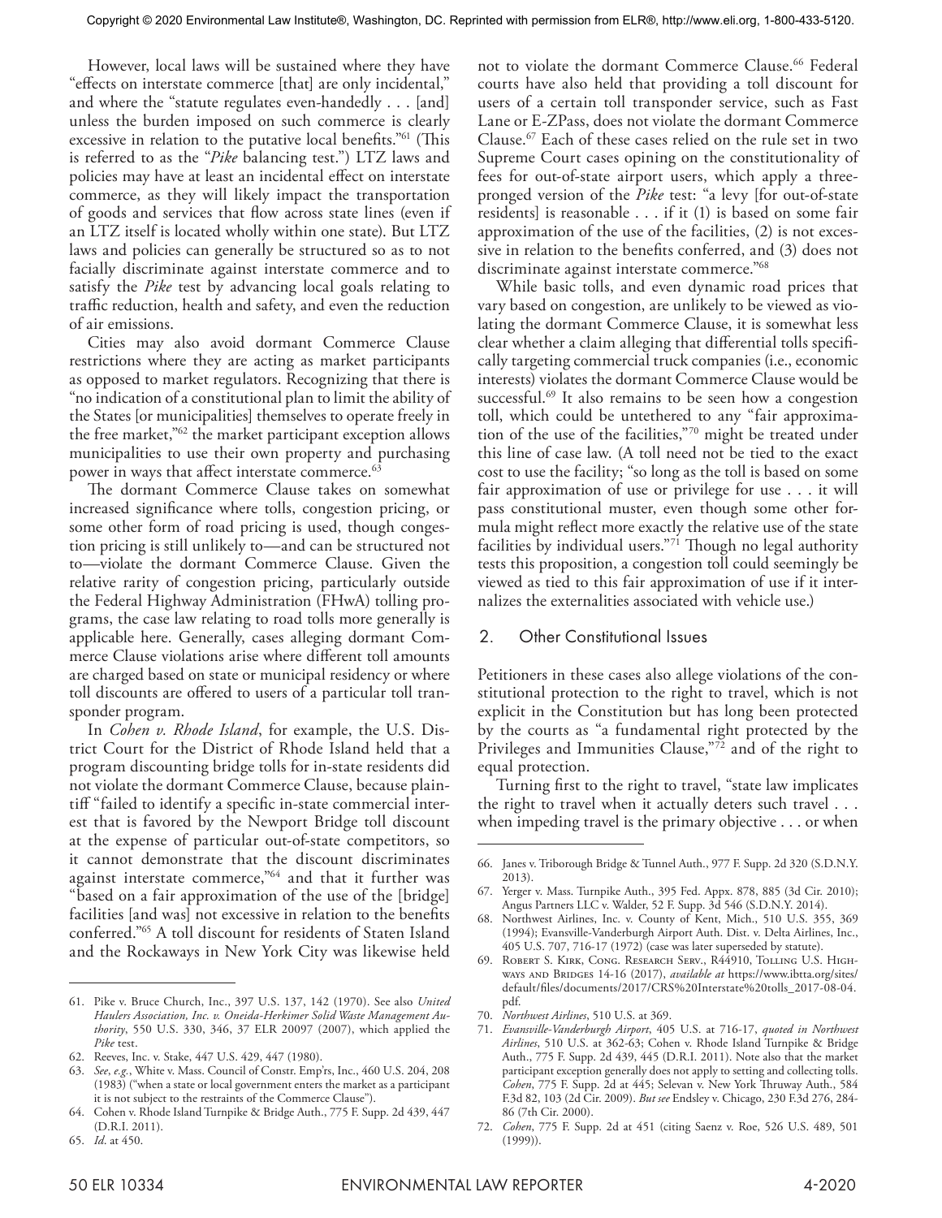However, local laws will be sustained where they have "effects on interstate commerce [that] are only incidental," and where the "statute regulates even-handedly . . . [and] unless the burden imposed on such commerce is clearly excessive in relation to the putative local benefits."[61] (This is referred to as the "*Pike* balancing test.") LTZ laws and policies may have at least an incidental effect on interstate commerce, as they will likely impact the transportation of goods and services that flow across state lines (even if an LTZ itself is located wholly within one state). But LTZ laws and policies can generally be structured so as to not facially discriminate against interstate commerce and to satisfy the *Pike* test by advancing local goals relating to traffic reduction, health and safety, and even the reduction of air emissions.

Cities may also avoid dormant Commerce Clause restrictions where they are acting as market participants as opposed to market regulators. Recognizing that there is "no indication of a constitutional plan to limit the ability of the States [or municipalities] themselves to operate freely in the free market,"[62] the market participant exception allows municipalities to use their own property and purchasing power in ways that affect interstate commerce.[63]

The dormant Commerce Clause takes on somewhat increased significance where tolls, congestion pricing, or some other form of road pricing is used, though congestion pricing is still unlikely to—and can be structured not to—violate the dormant Commerce Clause. Given the relative rarity of congestion pricing, particularly outside the Federal Highway Administration (FHwA) tolling programs, the case law relating to road tolls more generally is applicable here. Generally, cases alleging dormant Commerce Clause violations arise where different toll amounts are charged based on state or municipal residency or where toll discounts are offered to users of a particular toll transponder program.

In *Cohen v. Rhode Island*, for example, the U.S. District Court for the District of Rhode Island held that a program discounting bridge tolls for in-state residents did not violate the dormant Commerce Clause, because plaintiff "failed to identify a specific in-state commercial interest that is favored by the Newport Bridge toll discount at the expense of particular out-of-state competitors, so it cannot demonstrate that the discount discriminates against interstate commerce,"[64] and that it further was "based on a fair approximation of the use of the [bridge] facilities [and was] not excessive in relation to the benefits conferred."[65] A toll discount for residents of Staten Island and the Rockaways in New York City was likewise held not to violate the dormant Commerce Clause.[66] Federal courts have also held that providing a toll discount for users of a certain toll transponder service, such as Fast Lane or E-ZPass, does not violate the dormant Commerce Clause.[67] Each of these cases relied on the rule set in two Supreme Court cases opining on the constitutionality of fees for out-of-state airport users, which apply a three-pronged version of the *Pike* test: "a levy [for out-of-state residents] is reasonable . . . if it (1) is based on some fair approximation of the use of the facilities, (2) is not excessive in relation to the benefits conferred, and (3) does not discriminate against interstate commerce."[68]

While basic tolls, and even dynamic road prices that vary based on congestion, are unlikely to be viewed as violating the dormant Commerce Clause, it is somewhat less clear whether a claim alleging that differential tolls specifically targeting commercial truck companies (i.e., economic interests) violates the dormant Commerce Clause would be successful.[69] It also remains to be seen how a congestion toll, which could be untethered to any "fair approximation of the use of the facilities,"[70] might be treated under this line of case law. (A toll need not be tied to the exact cost to use the facility; "so long as the toll is based on some fair approximation of use or privilege for use . . . it will pass constitutional muster, even though some other formula might reflect more exactly the relative use of the state facilities by individual users."[71] Though no legal authority tests this proposition, a congestion toll could seemingly be viewed as tied to this fair approximation of use if it internalizes the externalities associated with vehicle use.)

## 2. Other Constitutional Issues

Petitioners in these cases also allege violations of the constitutional protection to the right to travel, which is not explicit in the Constitution but has long been protected by the courts as "a fundamental right protected by the Privileges and Immunities Clause,"[72] and of the right to equal protection.

Turning first to the right to travel, "state law implicates the right to travel when it actually deters such travel . . . when impeding travel is the primary objective . . . or when

---

61. Pike v. Bruce Church, Inc., 397 U.S. 137, 142 (1970). See also *United Haulers Association, Inc. v. Oneida-Herkimer Solid Waste Management Authority*, 550 U.S. 330, 346, 37 ELR 20097 (2007), which applied the *Pike* test.
62. Reeves, Inc. v. Stake, 447 U.S. 429, 447 (1980).
63. *See, e.g.*, White v. Mass. Council of Constr. Emp'rs, Inc., 460 U.S. 204, 208 (1983) ("when a state or local government enters the market as a participant it is not subject to the restraints of the Commerce Clause").
64. Cohen v. Rhode Island Turnpike & Bridge Auth., 775 F. Supp. 2d 439, 447 (D.R.I. 2011).
65. *Id.* at 450.
66. Janes v. Triborough Bridge & Tunnel Auth., 977 F. Supp. 2d 320 (S.D.N.Y. 2013).
67. Yerger v. Mass. Turnpike Auth., 395 Fed. Appx. 878, 885 (3d Cir. 2010); Angus Partners LLC v. Walder, 52 F. Supp. 3d 546 (S.D.N.Y. 2014).
68. Northwest Airlines, Inc. v. County of Kent, Mich., 510 U.S. 355, 369 (1994); Evansville-Vanderburgh Airport Auth. Dist. v. Delta Airlines, Inc., 405 U.S. 707, 716-17 (1972) (case was later superseded by statute).
69. Robert S. Kirk, Cong. Research Serv., R44910, Tolling U.S. Highways and Bridges 14-16 (2017), *available at* https://www.ibtta.org/sites/default/files/documents/2017/CRS%20Interstate%20tolls_2017-08-04.pdf.
70. *Northwest Airlines*, 510 U.S. at 369.
71. *Evansville-Vanderburgh Airport*, 405 U.S. at 716-17, *quoted in Northwest Airlines*, 510 U.S. at 362-63; Cohen v. Rhode Island Turnpike & Bridge Auth., 775 F. Supp. 2d 439, 445 (D.R.I. 2011). Note also that the market participant exception generally does not apply to setting and collecting tolls. *Cohen*, 775 F. Supp. 2d at 445; Selevan v. New York Thruway Auth., 584 F.3d 82, 103 (2d Cir. 2009). *But see* Endsley v. Chicago, 230 F.3d 276, 284-86 (7th Cir. 2000).
72. *Cohen*, 775 F. Supp. 2d at 451 (citing Saenz v. Roe, 526 U.S. 489, 501 (1999)).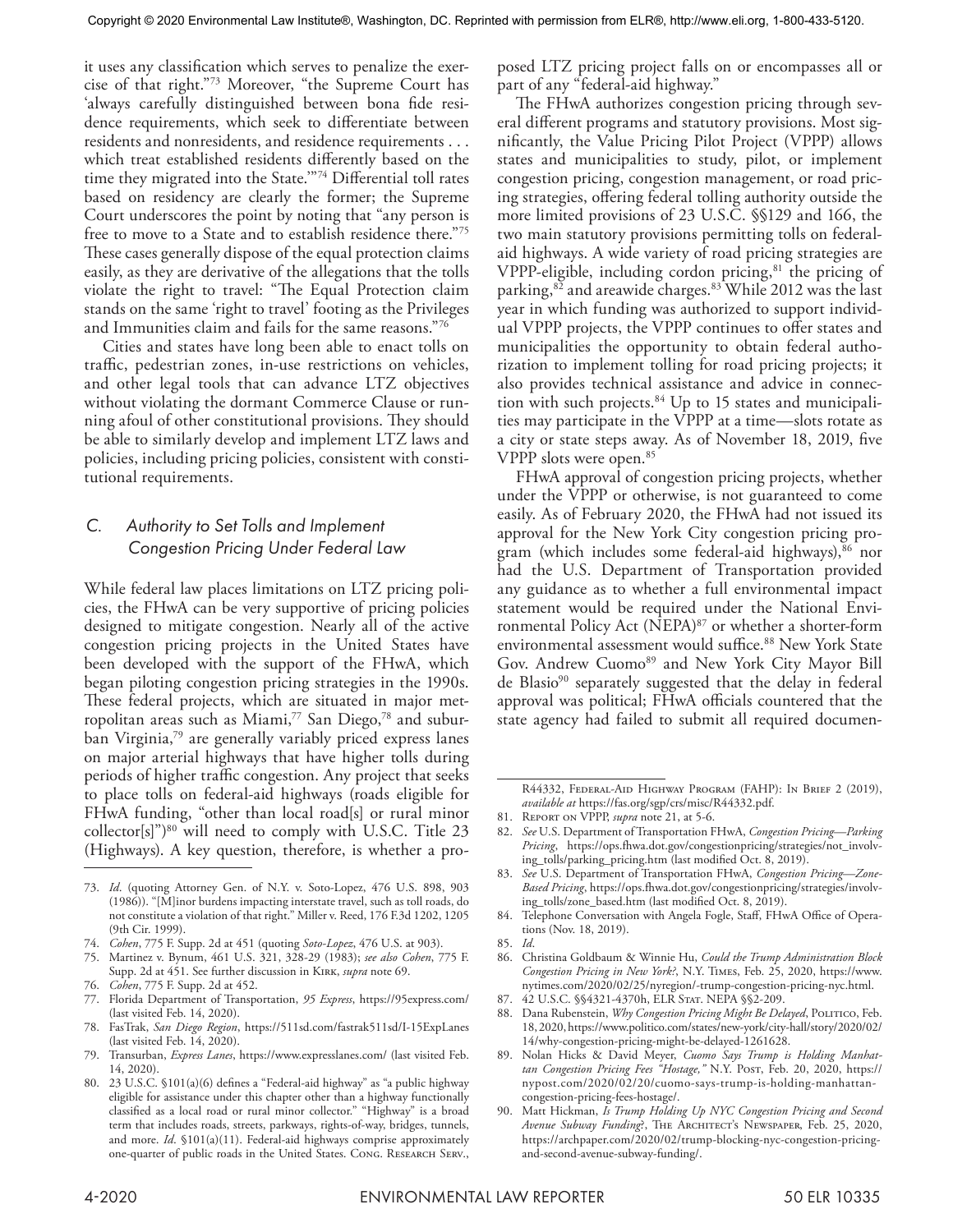it uses any classification which serves to penalize the exercise of that right."[73] Moreover, "the Supreme Court has 'always carefully distinguished between bona fide residence requirements, which seek to differentiate between residents and nonresidents, and residence requirements . . . which treat established residents differently based on the time they migrated into the State.'"[74] Differential toll rates based on residency are clearly the former; the Supreme Court underscores the point by noting that "any person is free to move to a State and to establish residence there."[75] These cases generally dispose of the equal protection claims easily, as they are derivative of the allegations that the tolls violate the right to travel: "The Equal Protection claim stands on the same 'right to travel' footing as the Privileges and Immunities claim and fails for the same reasons."[76]

Cities and states have long been able to enact tolls on traffic, pedestrian zones, in-use restrictions on vehicles, and other legal tools that can advance LTZ objectives without violating the dormant Commerce Clause or running afoul of other constitutional provisions. They should be able to similarly develop and implement LTZ laws and policies, including pricing policies, consistent with constitutional requirements.

## C. Authority to Set Tolls and Implement Congestion Pricing Under Federal Law

While federal law places limitations on LTZ pricing policies, the FHwA can be very supportive of pricing policies designed to mitigate congestion. Nearly all of the active congestion pricing projects in the United States have been developed with the support of the FHwA, which began piloting congestion pricing strategies in the 1990s. These federal projects, which are situated in major metropolitan areas such as Miami,[77] San Diego,[78] and suburban Virginia,[79] are generally variably priced express lanes on major arterial highways that have higher tolls during periods of higher traffic congestion. Any project that seeks to place tolls on federal-aid highways (roads eligible for FHwA funding, "other than local road[s] or rural minor collector[s]")[80] will need to comply with U.S.C. Title 23 (Highways). A key question, therefore, is whether a proposed LTZ pricing project falls on or encompasses all or part of any "federal-aid highway."

The FHwA authorizes congestion pricing through several different programs and statutory provisions. Most significantly, the Value Pricing Pilot Project (VPPP) allows states and municipalities to study, pilot, or implement congestion pricing, congestion management, or road pricing strategies, offering federal tolling authority outside the more limited provisions of 23 U.S.C. §§129 and 166, the two main statutory provisions permitting tolls on federal-aid highways. A wide variety of road pricing strategies are VPPP-eligible, including cordon pricing,[81] the pricing of parking,[82] and areawide charges.[83] While 2012 was the last year in which funding was authorized to support individual VPPP projects, the VPPP continues to offer states and municipalities the opportunity to obtain federal authorization to implement tolling for road pricing projects; it also provides technical assistance and advice in connection with such projects.[84] Up to 15 states and municipalities may participate in the VPPP at a time—slots rotate as a city or state steps away. As of November 18, 2019, five VPPP slots were open.[85]

FHwA approval of congestion pricing projects, whether under the VPPP or otherwise, is not guaranteed to come easily. As of February 2020, the FHwA had not issued its approval for the New York City congestion pricing program (which includes some federal-aid highways),[86] nor had the U.S. Department of Transportation provided any guidance as to whether a full environmental impact statement would be required under the National Environmental Policy Act (NEPA)[87] or whether a shorter-form environmental assessment would suffice.[88] New York State Gov. Andrew Cuomo[89] and New York City Mayor Bill de Blasio[90] separately suggested that the delay in federal approval was political; FHwA officials countered that the state agency had failed to submit all required documen-

---

73. *Id.* (quoting Attorney Gen. of N.Y. v. Soto-Lopez, 476 U.S. 898, 903 (1986)). "[M]inor burdens impacting interstate travel, such as toll roads, do not constitute a violation of that right." Miller v. Reed, 176 F.3d 1202, 1205 (9th Cir. 1999).
74. *Cohen*, 775 F. Supp. 2d at 451 (quoting *Soto-Lopez*, 476 U.S. at 903).
75. Martinez v. Bynum, 461 U.S. 321, 328-29 (1983); *see also Cohen*, 775 F. Supp. 2d at 451. See further discussion in Kirk, *supra* note 69.
76. *Cohen*, 775 F. Supp. 2d at 452.
77. Florida Department of Transportation, *95 Express*, https://95express.com/ (last visited Feb. 14, 2020).
78. FasTrak, *San Diego Region*, https://511sd.com/fastrak511sd/I-15ExpLanes (last visited Feb. 14, 2020).
79. Transurban, *Express Lanes*, https://www.expresslanes.com/ (last visited Feb. 14, 2020).
80. 23 U.S.C. §101(a)(6) defines a "Federal-aid highway" as "a public highway eligible for assistance under this chapter other than a highway functionally classified as a local road or rural minor collector." "Highway" is a broad term that includes roads, streets, parkways, rights-of-way, bridges, tunnels, and more. *Id.* §101(a)(11). Federal-aid highways comprise approximately one-quarter of public roads in the United States. Cong. Research Serv., R44332, Federal-Aid Highway Program (FAHP): In Brief 2 (2019), *available at* https://fas.org/sgp/crs/misc/R44332.pdf.
81. Report on VPPP, *supra* note 21, at 5-6.
82. *See* U.S. Department of Transportation FHwA, *Congestion Pricing—Parking Pricing*, https://ops.fhwa.dot.gov/congestionpricing/strategies/not_involving_tolls/parking_pricing.htm (last modified Oct. 8, 2019).
83. *See* U.S. Department of Transportation FHwA, *Congestion Pricing—Zone-Based Pricing*, https://ops.fhwa.dot.gov/congestionpricing/strategies/involving_tolls/zone_based.htm (last modified Oct. 8, 2019).
84. Telephone Conversation with Angela Fogle, Staff, FHwA Office of Operations (Nov. 18, 2019).
85. *Id.*
86. Christina Goldbaum & Winnie Hu, *Could the Trump Administration Block Congestion Pricing in New York?*, N.Y. Times, Feb. 25, 2020, https://www.nytimes.com/2020/02/25/nyregion/-trump-congestion-pricing-nyc.html.
87. 42 U.S.C. §§4321-4370h, ELR Stat. NEPA §§2-209.
88. Dana Rubenstein, *Why Congestion Pricing Might Be Delayed*, Politico, Feb. 18, 2020, https://www.politico.com/states/new-york/city-hall/story/2020/02/14/why-congestion-pricing-might-be-delayed-1261628.
89. Nolan Hicks & David Meyer, *Cuomo Says Trump is Holding Manhattan Congestion Pricing Fees "Hostage,"* N.Y. Post, Feb. 20, 2020, https://nypost.com/2020/02/20/cuomo-says-trump-is-holding-manhattan-congestion-pricing-fees-hostage/.
90. Matt Hickman, *Is Trump Holding Up NYC Congestion Pricing and Second Avenue Subway Funding?*, The Architect's Newspaper, Feb. 25, 2020, https://archpaper.com/2020/02/trump-blocking-nyc-congestion-pricing-and-second-avenue-subway-funding/.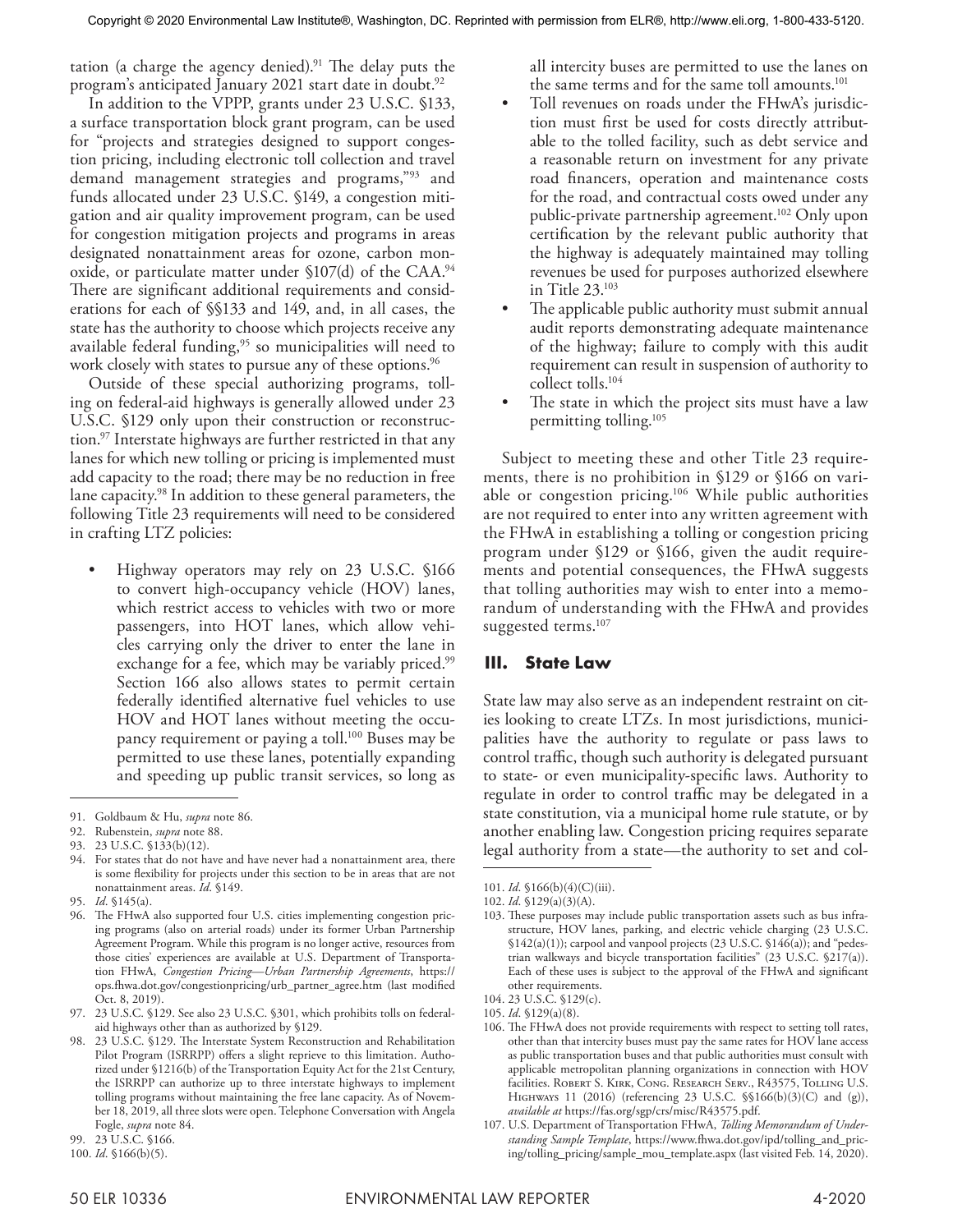tation (a charge the agency denied).[91] The delay puts the program's anticipated January 2021 start date in doubt.[92]

In addition to the VPPP, grants under 23 U.S.C. §133, a surface transportation block grant program, can be used for "projects and strategies designed to support congestion pricing, including electronic toll collection and travel demand management strategies and programs,"[93] and funds allocated under 23 U.S.C. §149, a congestion mitigation and air quality improvement program, can be used for congestion mitigation projects and programs in areas designated nonattainment areas for ozone, carbon monoxide, or particulate matter under §107(d) of the CAA.[94] There are significant additional requirements and considerations for each of §§133 and 149, and, in all cases, the state has the authority to choose which projects receive any available federal funding,[95] so municipalities will need to work closely with states to pursue any of these options.[96]

Outside of these special authorizing programs, tolling on federal-aid highways is generally allowed under 23 U.S.C. §129 only upon their construction or reconstruction.[97] Interstate highways are further restricted in that any lanes for which new tolling or pricing is implemented must add capacity to the road; there may be no reduction in free lane capacity.[98] In addition to these general parameters, the following Title 23 requirements will need to be considered in crafting LTZ policies:

- Highway operators may rely on 23 U.S.C. §166 to convert high-occupancy vehicle (HOV) lanes, which restrict access to vehicles with two or more passengers, into HOT lanes, which allow vehicles carrying only the driver to enter the lane in exchange for a fee, which may be variably priced.[99] Section 166 also allows states to permit certain federally identified alternative fuel vehicles to use HOV and HOT lanes without meeting the occupancy requirement or paying a toll.[100] Buses may be permitted to use these lanes, potentially expanding and speeding up public transit services, so long as all intercity buses are permitted to use the lanes on the same terms and for the same toll amounts.[101]
- Toll revenues on roads under the FHwA's jurisdiction must first be used for costs directly attributable to the tolled facility, such as debt service and a reasonable return on investment for any private road financers, operation and maintenance costs for the road, and contractual costs owed under any public-private partnership agreement.[102] Only upon certification by the relevant public authority that the highway is adequately maintained may tolling revenues be used for purposes authorized elsewhere in Title 23.[103]
- The applicable public authority must submit annual audit reports demonstrating adequate maintenance of the highway; failure to comply with this audit requirement can result in suspension of authority to collect tolls.[104]
- The state in which the project sits must have a law permitting tolling.[105]

Subject to meeting these and other Title 23 requirements, there is no prohibition in §129 or §166 on variable or congestion pricing.[106] While public authorities are not required to enter into any written agreement with the FHwA in establishing a tolling or congestion pricing program under §129 or §166, given the audit requirements and potential consequences, the FHwA suggests that tolling authorities may wish to enter into a memorandum of understanding with the FHwA and provides suggested terms.[107]

## III. State Law

State law may also serve as an independent restraint on cities looking to create LTZs. In most jurisdictions, municipalities have the authority to regulate or pass laws to control traffic, though such authority is delegated pursuant to state- or even municipality-specific laws. Authority to regulate in order to control traffic may be delegated in a state constitution, via a municipal home rule statute, or by another enabling law. Congestion pricing requires separate legal authority from a state—the authority to set and col-

---

91. Goldbaum & Hu, *supra* note 86.
92. Rubenstein, *supra* note 88.
93. 23 U.S.C. §133(b)(12).
94. For states that do not have and have never had a nonattainment area, there is some flexibility for projects under this section to be in areas that are not nonattainment areas. *Id*. §149.
95. *Id*. §145(a).
96. The FHwA also supported four U.S. cities implementing congestion pricing programs (also on arterial roads) under its former Urban Partnership Agreement Program. While this program is no longer active, resources from those cities' experiences are available at U.S. Department of Transportation FHwA, *Congestion Pricing—Urban Partnership Agreements*, https://ops.fhwa.dot.gov/congestionpricing/urb_partner_agree.htm (last modified Oct. 8, 2019).
97. 23 U.S.C. §129. See also 23 U.S.C. §301, which prohibits tolls on federal-aid highways other than as authorized by §129.
98. 23 U.S.C. §129. The Interstate System Reconstruction and Rehabilitation Pilot Program (ISRRPP) offers a slight reprieve to this limitation. Authorized under §1216(b) of the Transportation Equity Act for the 21st Century, the ISRRPP can authorize up to three interstate highways to implement tolling programs without maintaining the free lane capacity. As of November 18, 2019, all three slots were open. Telephone Conversation with Angela Fogle, *supra* note 84.
99. 23 U.S.C. §166.
100. *Id*. §166(b)(5).
101. *Id*. §166(b)(4)(C)(iii).
102. *Id*. §129(a)(3)(A).
103. These purposes may include public transportation assets such as bus infrastructure, HOV lanes, parking, and electric vehicle charging (23 U.S.C. §142(a)(1)); carpool and vanpool projects (23 U.S.C. §146(a)); and "pedestrian walkways and bicycle transportation facilities" (23 U.S.C. §217(a)). Each of these uses is subject to the approval of the FHwA and significant other requirements.
104. 23 U.S.C. §129(c).
105. *Id*. §129(a)(8).
106. The FHwA does not provide requirements with respect to setting toll rates, other than that intercity buses must pay the same rates for HOV lane access as public transportation buses and that public authorities must consult with applicable metropolitan planning organizations in connection with HOV facilities. Robert S. Kirk, Cong. Research Serv., R43575, Tolling U.S. Highways 11 (2016) (referencing 23 U.S.C. §§166(b)(3)(C) and (g)), *available at* https://fas.org/sgp/crs/misc/R43575.pdf.
107. U.S. Department of Transportation FHwA, *Tolling Memorandum of Understanding Sample Template*, https://www.fhwa.dot.gov/ipd/tolling_and_pricing/tolling_pricing/sample_mou_template.aspx (last visited Feb. 14, 2020).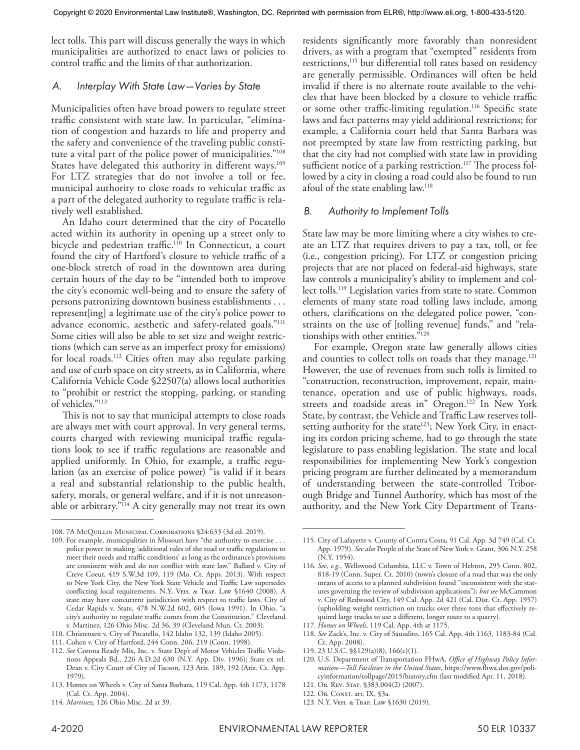lect tolls. This part will discuss generally the ways in which municipalities are authorized to enact laws or policies to control traffic and the limits of that authorization.

### *A. Interplay With State Law—Varies by State*

Municipalities often have broad powers to regulate street traffic consistent with state law. In particular, "elimination of congestion and hazards to life and property and the safety and convenience of the traveling public constitute a vital part of the police power of municipalities."[108] States have delegated this authority in different ways.[109] For LTZ strategies that do not involve a toll or fee, municipal authority to close roads to vehicular traffic as a part of the delegated authority to regulate traffic is relatively well established.

An Idaho court determined that the city of Pocatello acted within its authority in opening up a street only to bicycle and pedestrian traffic.[110] In Connecticut, a court found the city of Hartford's closure to vehicle traffic of a one-block stretch of road in the downtown area during certain hours of the day to be "intended both to improve the city's economic well-being and to ensure the safety of persons patronizing downtown business establishments . . . represent[ing] a legitimate use of the city's police power to advance economic, aesthetic and safety-related goals."[111] Some cities will also be able to set size and weight restrictions (which can serve as an imperfect proxy for emissions) for local roads.[112] Cities often may also regulate parking and use of curb space on city streets, as in California, where California Vehicle Code §22507(a) allows local authorities to "prohibit or restrict the stopping, parking, or standing of vehicles."[113]

This is not to say that municipal attempts to close roads are always met with court approval. In very general terms, courts charged with reviewing municipal traffic regulations look to see if traffic regulations are reasonable and applied uniformly. In Ohio, for example, a traffic regulation (as an exercise of police power) "is valid if it bears a real and substantial relationship to the public health, safety, morals, or general welfare, and if it is not unreasonable or arbitrary."[114] A city generally may not treat its own residents significantly more favorably than nonresident drivers, as with a program that "exempted" residents from restrictions,[115] but differential toll rates based on residency are generally permissible. Ordinances will often be held invalid if there is no alternate route available to the vehicles that have been blocked by a closure to vehicle traffic or some other traffic-limiting regulation.[116] Specific state laws and fact patterns may yield additional restrictions; for example, a California court held that Santa Barbara was not preempted by state law from restricting parking, but that the city had not complied with state law in providing sufficient notice of a parking restriction.[117] The process followed by a city in closing a road could also be found to run afoul of the state enabling law.[118]

### *B. Authority to Implement Tolls*

State law may be more limiting where a city wishes to create an LTZ that requires drivers to pay a tax, toll, or fee (i.e., congestion pricing). For LTZ or congestion pricing projects that are not placed on federal-aid highways, state law controls a municipality's ability to implement and collect tolls.[119] Legislation varies from state to state. Common elements of many state road tolling laws include, among others, clarifications on the delegated police power, "constraints on the use of [tolling revenue] funds," and "relationships with other entities."[120]

For example, Oregon state law generally allows cities and counties to collect tolls on roads that they manage.[121] However, the use of revenues from such tolls is limited to "construction, reconstruction, improvement, repair, maintenance, operation and use of public highways, roads, streets and roadside areas in" Oregon.[122] In New York State, by contrast, the Vehicle and Traffic Law reserves toll-setting authority for the state[123]; New York City, in enacting its cordon pricing scheme, had to go through the state legislature to pass enabling legislation. The state and local responsibilities for implementing New York's congestion pricing program are further delineated by a memorandum of understanding between the state-controlled Triborough Bridge and Tunnel Authority, which has most of the authority, and the New York City Department of Trans-

---

108. 7A McQuillin Municipal Corporations §24:633 (3d ed. 2019).

109. For example, municipalities in Missouri have "the authority to exercise . . . police power in making 'additional rules of the road or traffic regulations to meet their needs and traffic conditions' as long as the ordinance's provisions are consistent with and do not conflict with state law." Ballard v. City of Creve Coeur, 419 S.W.3d 109, 119 (Mo. Ct. Apps. 2013). With respect to New York City, the New York State Vehicle and Traffic Law supersedes conflicting local requirements. N.Y. Veh. & Traf. Law §1640 (2008). A state may have concurrent jurisdiction with respect to traffic laws. City of Cedar Rapids v. State, 478 N.W.2d 602, 605 (Iowa 1991). In Ohio, "a city's authority to regulate traffic comes from the Constitution." Cleveland v. Martinez, 126 Ohio Misc. 2d 36, 39 (Cleveland Mun. Ct. 2003).

110. Christensen v. City of Pocatello, 142 Idaho 132, 139 (Idaho 2005).

111. Cohen v. City of Hartford, 244 Conn. 206, 219 (Conn. 1998).

112. *See* Corona Ready Mix, Inc. v. State Dep't of Motor Vehicles Traffic Violations Appeals Bd., 226 A.D.2d 630 (N.Y. App. Div. 1996); State ex rel. Dean v. City Court of City of Tucson, 123 Ariz. 189, 192 (Ariz. Ct. App. 1979).

113. Homes on Wheels v. City of Santa Barbara, 119 Cal. App. 4th 1173, 1178 (Cal. Ct. App. 2004).

114. *Martinez*, 126 Ohio Misc. 2d at 39.

115. City of Lafayette v. County of Contra Costa, 91 Cal. App. 3d 749 (Cal. Ct. App. 1979). *See also* People of the State of New York v. Grant, 306 N.Y. 258 (N.Y. 1954).

116. *See*, *e.g.*, Wellswood Columbia, LLC v. Town of Hebron, 295 Conn. 802, 818-19 (Conn. Super. Ct. 2010) (town's closure of a road that was the only means of access to a planned subdivision found "inconsistent with the statutes governing the review of subdivision applications"); *but see* McCammon v. City of Redwood City, 149 Cal. App. 2d 421 (Cal. Dist. Ct. App. 1957) (upholding weight restriction on trucks over three tons that effectively required large trucks to use a different, longer route to a quarry).

117. *Homes on Wheels*, 119 Cal. App. 4th at 1175.

118. *See* Zack's, Inc. v. City of Sausalito, 165 Cal. App. 4th 1163, 1183-84 (Cal. Ct. App. 2008).

119. 23 U.S.C. §§129(a)(8), 166(c)(1).

120. U.S. Department of Transportation FHwA, *Office of Highway Policy Information—Toll Facilities in the United States*, https://www.fhwa.dot.gov/policyinformation/tollpage/2015/history.cfm (last modified Apr. 11, 2018).

121. Or. Rev. Stat. §383.004(2) (2007).

122. Or. Const. art. IX, §3a.

123. N.Y. Veh. & Traf. Law §1630 (2019).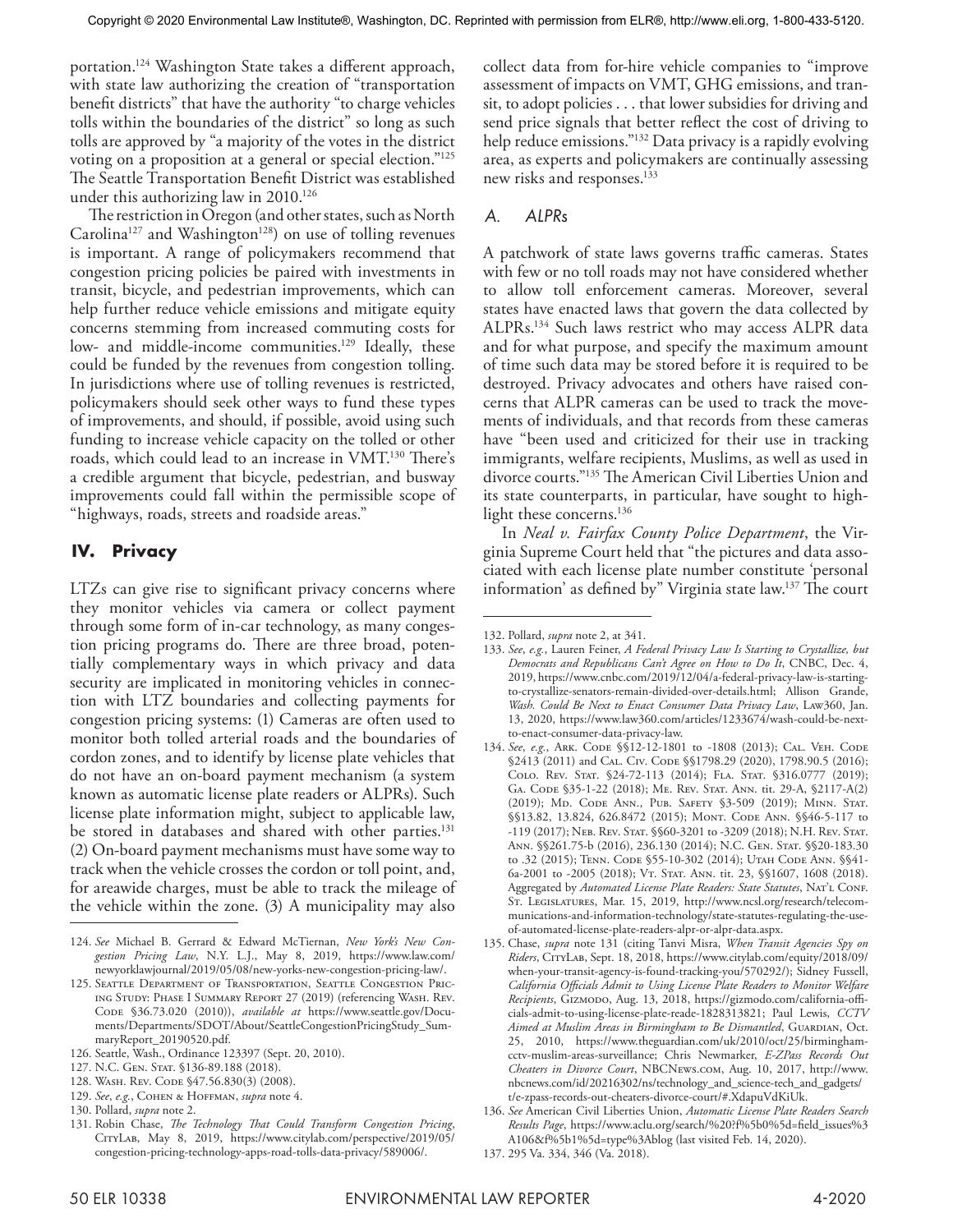portation.[124] Washington State takes a different approach, with state law authorizing the creation of "transportation benefit districts" that have the authority "to charge vehicles tolls within the boundaries of the district" so long as such tolls are approved by "a majority of the votes in the district voting on a proposition at a general or special election."[125] The Seattle Transportation Benefit District was established under this authorizing law in 2010.[126]

The restriction in Oregon (and other states, such as North Carolina[127] and Washington[128]) on use of tolling revenues is important. A range of policymakers recommend that congestion pricing policies be paired with investments in transit, bicycle, and pedestrian improvements, which can help further reduce vehicle emissions and mitigate equity concerns stemming from increased commuting costs for low- and middle-income communities.[129] Ideally, these could be funded by the revenues from congestion tolling. In jurisdictions where use of tolling revenues is restricted, policymakers should seek other ways to fund these types of improvements, and should, if possible, avoid using such funding to increase vehicle capacity on the tolled or other roads, which could lead to an increase in VMT.[130] There's a credible argument that bicycle, pedestrian, and busway improvements could fall within the permissible scope of "highways, roads, streets and roadside areas."

## IV. Privacy

LTZs can give rise to significant privacy concerns where they monitor vehicles via camera or collect payment through some form of in-car technology, as many congestion pricing programs do. There are three broad, potentially complementary ways in which privacy and data security are implicated in monitoring vehicles in connection with LTZ boundaries and collecting payments for congestion pricing systems: (1) Cameras are often used to monitor both tolled arterial roads and the boundaries of cordon zones, and to identify by license plate vehicles that do not have an on-board payment mechanism (a system known as automatic license plate readers or ALPRs). Such license plate information might, subject to applicable law, be stored in databases and shared with other parties.[131] (2) On-board payment mechanisms must have some way to track when the vehicle crosses the cordon or toll point, and, for areawide charges, must be able to track the mileage of the vehicle within the zone. (3) A municipality may also collect data from for-hire vehicle companies to "improve assessment of impacts on VMT, GHG emissions, and transit, to adopt policies . . . that lower subsidies for driving and send price signals that better reflect the cost of driving to help reduce emissions."[132] Data privacy is a rapidly evolving area, as experts and policymakers are continually assessing new risks and responses.[133]

### A. ALPRs

A patchwork of state laws governs traffic cameras. States with few or no toll roads may not have considered whether to allow toll enforcement cameras. Moreover, several states have enacted laws that govern the data collected by ALPRs.[134] Such laws restrict who may access ALPR data and for what purpose, and specify the maximum amount of time such data may be stored before it is required to be destroyed. Privacy advocates and others have raised concerns that ALPR cameras can be used to track the movements of individuals, and that records from these cameras have "been used and criticized for their use in tracking immigrants, welfare recipients, Muslims, as well as used in divorce courts."[135] The American Civil Liberties Union and its state counterparts, in particular, have sought to highlight these concerns.[136]

In *Neal v. Fairfax County Police Department*, the Virginia Supreme Court held that "the pictures and data associated with each license plate number constitute 'personal information' as defined by" Virginia state law.[137] The court

---

124. *See* Michael B. Gerrard & Edward McTiernan, *New York's New Congestion Pricing Law*, N.Y. L.J., May 8, 2019, https://www.law.com/newyorklawjournal/2019/05/08/new-yorks-new-congestion-pricing-law/.

125. Seattle Department of Transportation, Seattle Congestion Pricing Study: Phase I Summary Report 27 (2019) (referencing Wash. Rev. Code §36.73.020 (2010)), *available at* https://www.seattle.gov/Documents/Departments/SDOT/About/SeattleCongestionPricingStudy_SummaryReport_20190520.pdf.

126. Seattle, Wash., Ordinance 123397 (Sept. 20, 2010).

127. N.C. Gen. Stat. §136-89.188 (2018).

128. Wash. Rev. Code §47.56.830(3) (2008).

129. *See, e.g.*, Cohen & Hoffman, *supra* note 4.

130. Pollard, *supra* note 2.

131. Robin Chase, *The Technology That Could Transform Congestion Pricing*, CityLab, May 8, 2019, https://www.citylab.com/perspective/2019/05/congestion-pricing-technology-apps-road-tolls-data-privacy/589006/.

132. Pollard, *supra* note 2, at 341.

133. *See, e.g.*, Lauren Feiner, *A Federal Privacy Law Is Starting to Crystallize, but Democrats and Republicans Can't Agree on How to Do It*, CNBC, Dec. 4, 2019, https://www.cnbc.com/2019/12/04/a-federal-privacy-law-is-starting-to-crystallize-senators-remain-divided-over-details.html; Allison Grande, *Wash. Could Be Next to Enact Consumer Data Privacy Law*, Law360, Jan. 13, 2020, https://www.law360.com/articles/1233674/wash-could-be-next-to-enact-consumer-data-privacy-law.

134. *See, e.g.*, Ark. Code §§12-12-1801 to -1808 (2013); Cal. Veh. Code §2413 (2011) and Cal. Civ. Code §§1798.29 (2020), 1798.90.5 (2016); Colo. Rev. Stat. §24-72-113 (2014); Fla. Stat. §316.0777 (2019); Ga. Code §35-1-22 (2018); Me. Rev. Stat. Ann. tit. 29-A, §2117-A(2) (2019); Md. Code Ann., Pub. Safety §3-509 (2019); Minn. Stat. §§13.82, 13.824, 626.8472 (2015); Mont. Code Ann. §§46-5-117 to -119 (2017); Neb. Rev. Stat. §§60-3201 to -3209 (2018); N.H. Rev. Stat. Ann. §§261.75-b (2016), 236.130 (2014); N.C. Gen. Stat. §§20-183.30 to .32 (2015); Tenn. Code §55-10-302 (2014); Utah Code Ann. §§41-6a-2001 to -2005 (2018); Vt. Stat. Ann. tit. 23, §§1607, 1608 (2018). Aggregated by *Automated License Plate Readers: State Statutes*, Nat'l Conf. St. Legislatures, Mar. 15, 2019, http://www.ncsl.org/research/telecommunications-and-information-technology/state-statutes-regulating-the-use-of-automated-license-plate-readers-alpr-or-alpr-data.aspx.

135. Chase, *supra* note 131 (citing Tanvi Misra, *When Transit Agencies Spy on Riders*, CityLab, Sept. 18, 2018, https://www.citylab.com/equity/2018/09/when-your-transit-agency-is-found-tracking-you/570292/); Sidney Fussell, *California Officials Admit to Using License Plate Readers to Monitor Welfare Recipients*, Gizmodo, Aug. 13, 2018, https://gizmodo.com/california-officials-admit-to-using-license-plate-reade-1828313821; Paul Lewis, *CCTV Aimed at Muslim Areas in Birmingham to Be Dismantled*, Guardian, Oct. 25, 2010, https://www.theguardian.com/uk/2010/oct/25/birmingham-cctv-muslim-areas-surveillance; Chris Newmarker, *E-ZPass Records Out Cheaters in Divorce Court*, NBCNews.com, Aug. 10, 2017, http://www.nbcnews.com/id/20216302/ns/technology_and_science-tech_and_gadgets/t/e-zpass-records-out-cheaters-divorce-court/#.XdapuVdKiUk.

136. *See* American Civil Liberties Union, *Automatic License Plate Readers Search Results Page*, https://www.aclu.org/search/%20?f%5b0%5d=field_issues%3A106&f%5b1%5d=type%3Ablog (last visited Feb. 14, 2020).

137. 295 Va. 334, 346 (Va. 2018).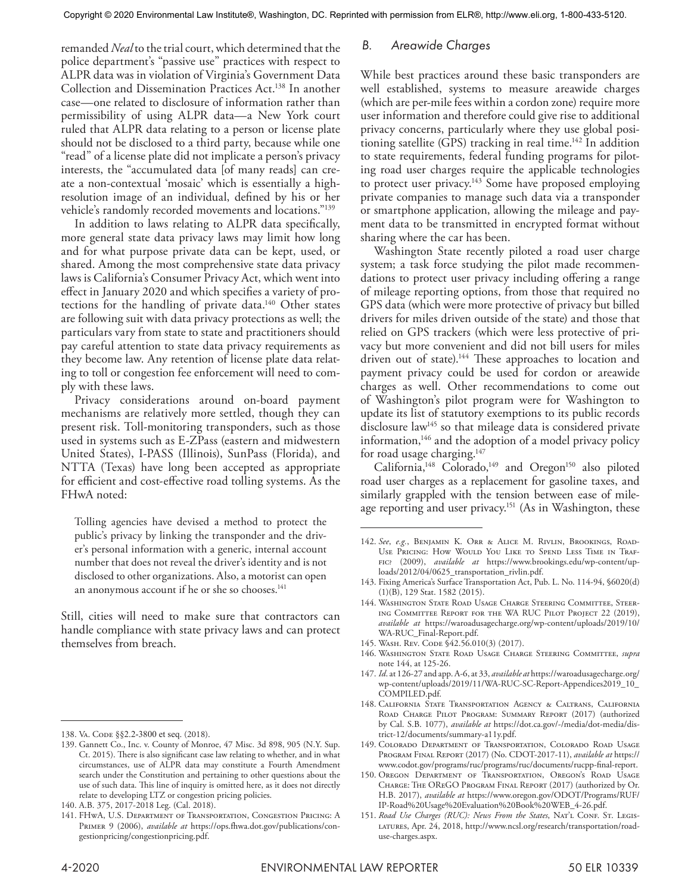remanded *Neal* to the trial court, which determined that the police department's "passive use" practices with respect to ALPR data was in violation of Virginia's Government Data Collection and Dissemination Practices Act.[138] In another case—one related to disclosure of information rather than permissibility of using ALPR data—a New York court ruled that ALPR data relating to a person or license plate should not be disclosed to a third party, because while one "read" of a license plate did not implicate a person's privacy interests, the "accumulated data [of many reads] can create a non-contextual 'mosaic' which is essentially a high-resolution image of an individual, defined by his or her vehicle's randomly recorded movements and locations."[139]

In addition to laws relating to ALPR data specifically, more general state data privacy laws may limit how long and for what purpose private data can be kept, used, or shared. Among the most comprehensive state data privacy laws is California's Consumer Privacy Act, which went into effect in January 2020 and which specifies a variety of protections for the handling of private data.[140] Other states are following suit with data privacy protections as well; the particulars vary from state to state and practitioners should pay careful attention to state data privacy requirements as they become law. Any retention of license plate data relating to toll or congestion fee enforcement will need to comply with these laws.

Privacy considerations around on-board payment mechanisms are relatively more settled, though they can present risk. Toll-monitoring transponders, such as those used in systems such as E-ZPass (eastern and midwestern United States), I-PASS (Illinois), SunPass (Florida), and NTTA (Texas) have long been accepted as appropriate for efficient and cost-effective road tolling systems. As the FHwA noted:

> Tolling agencies have devised a method to protect the public's privacy by linking the transponder and the driver's personal information with a generic, internal account number that does not reveal the driver's identity and is not disclosed to other organizations. Also, a motorist can open an anonymous account if he or she so chooses.[141]

Still, cities will need to make sure that contractors can handle compliance with state privacy laws and can protect themselves from breach.

### *B. Areawide Charges*

While best practices around these basic transponders are well established, systems to measure areawide charges (which are per-mile fees within a cordon zone) require more user information and therefore could give rise to additional privacy concerns, particularly where they use global positioning satellite (GPS) tracking in real time.[142] In addition to state requirements, federal funding programs for piloting road user charges require the applicable technologies to protect user privacy.[143] Some have proposed employing private companies to manage such data via a transponder or smartphone application, allowing the mileage and payment data to be transmitted in encrypted format without sharing where the car has been.

Washington State recently piloted a road user charge system; a task force studying the pilot made recommendations to protect user privacy including offering a range of mileage reporting options, from those that required no GPS data (which were more protective of privacy but billed drivers for miles driven outside of the state) and those that relied on GPS trackers (which were less protective of privacy but more convenient and did not bill users for miles driven out of state).[144] These approaches to location and payment privacy could be used for cordon or areawide charges as well. Other recommendations to come out of Washington's pilot program were for Washington to update its list of statutory exemptions to its public records disclosure law[145] so that mileage data is considered private information,[146] and the adoption of a model privacy policy for road usage charging.[147]

California,[148] Colorado,[149] and Oregon[150] also piloted road user charges as a replacement for gasoline taxes, and similarly grappled with the tension between ease of mileage reporting and user privacy.[151] (As in Washington, these

---

138. Va. Code §§2.2-3800 et seq. (2018).

139. Gannett Co., Inc. v. County of Monroe, 47 Misc. 3d 898, 905 (N.Y. Sup. Ct. 2015). There is also significant case law relating to whether, and in what circumstances, use of ALPR data may constitute a Fourth Amendment search under the Constitution and pertaining to other questions about the use of such data. This line of inquiry is omitted here, as it does not directly relate to developing LTZ or congestion pricing policies.

140. A.B. 375, 2017-2018 Leg. (Cal. 2018).

141. FHwA, U.S. Department of Transportation, Congestion Pricing: A Primer 9 (2006), *available at* https://ops.fhwa.dot.gov/publications/congestionpricing/congestionpricing.pdf.

142. *See, e.g.*, Benjamin K. Orr & Alice M. Rivlin, Brookings, Road-Use Pricing: How Would You Like to Spend Less Time in Traffic? (2009), *available at* https://www.brookings.edu/wp-content/uploads/2012/04/0625_transportation_rivlin.pdf.

143. Fixing America's Surface Transportation Act, Pub. L. No. 114-94, §6020(d)(1)(B), 129 Stat. 1582 (2015).

144. Washington State Road Usage Charge Steering Committee, Steering Committee Report for the WA RUC Pilot Project 22 (2019), *available at* https://waroadusagecharge.org/wp-content/uploads/2019/10/WA-RUC_Final-Report.pdf.

145. Wash. Rev. Code §42.56.010(3) (2017).

146. Washington State Road Usage Charge Steering Committee, *supra* note 144, at 125-26.

147. *Id*. at 126-27 and app. A-6, at 33, *available at* https://waroadusagecharge.org/wp-content/uploads/2019/11/WA-RUC-SC-Report-Appendices2019_10_COMPILED.pdf.

148. California State Transportation Agency & Caltrans, California Road Charge Pilot Program: Summary Report (2017) (authorized by Cal. S.B. 1077), *available at* https://dot.ca.gov/-/media/dot-media/district-12/documents/summary-a11y.pdf.

149. Colorado Department of Transportation, Colorado Road Usage Program Final Report (2017) (No. CDOT-2017-11), *available at* https://www.codot.gov/programs/ruc/programs/ruc/documents/rucpp-final-report.

150. Oregon Department of Transportation, Oregon's Road Usage Charge: The OReGO Program Final Report (2017) (authorized by Or. H.B. 2017), *available at* https://www.oregon.gov/ODOT/Programs/RUF/IP-Road%20Usage%20Evaluation%20Book%20WEB_4-26.pdf.

151. *Road Use Charges (RUC): News From the States*, Nat'l Conf. St. Legislatures, Apr. 24, 2018, http://www.ncsl.org/research/transportation/road-use-charges.aspx.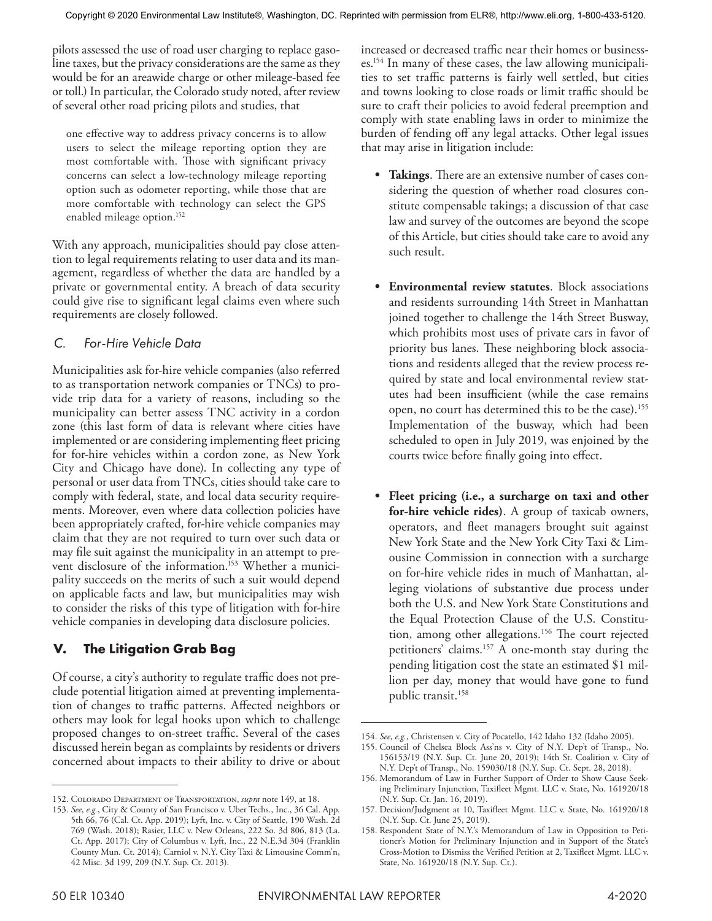pilots assessed the use of road user charging to replace gasoline taxes, but the privacy considerations are the same as they would be for an areawide charge or other mileage-based fee or toll.) In particular, the Colorado study noted, after review of several other road pricing pilots and studies, that

> one effective way to address privacy concerns is to allow users to select the mileage reporting option they are most comfortable with. Those with significant privacy concerns can select a low-technology mileage reporting option such as odometer reporting, while those that are more comfortable with technology can select the GPS enabled mileage option.[152]

With any approach, municipalities should pay close attention to legal requirements relating to user data and its management, regardless of whether the data are handled by a private or governmental entity. A breach of data security could give rise to significant legal claims even where such requirements are closely followed.

### *C. For-Hire Vehicle Data*

Municipalities ask for-hire vehicle companies (also referred to as transportation network companies or TNCs) to provide trip data for a variety of reasons, including so the municipality can better assess TNC activity in a cordon zone (this last form of data is relevant where cities have implemented or are considering implementing fleet pricing for for-hire vehicles within a cordon zone, as New York City and Chicago have done). In collecting any type of personal or user data from TNCs, cities should take care to comply with federal, state, and local data security requirements. Moreover, even where data collection policies have been appropriately crafted, for-hire vehicle companies may claim that they are not required to turn over such data or may file suit against the municipality in an attempt to prevent disclosure of the information.[153] Whether a municipality succeeds on the merits of such a suit would depend on applicable facts and law, but municipalities may wish to consider the risks of this type of litigation with for-hire vehicle companies in developing data disclosure policies.

## V. The Litigation Grab Bag

Of course, a city's authority to regulate traffic does not preclude potential litigation aimed at preventing implementation of changes to traffic patterns. Affected neighbors or others may look for legal hooks upon which to challenge proposed changes to on-street traffic. Several of the cases discussed herein began as complaints by residents or drivers concerned about impacts to their ability to drive or about increased or decreased traffic near their homes or businesses.[154] In many of these cases, the law allowing municipalities to set traffic patterns is fairly well settled, but cities and towns looking to close roads or limit traffic should be sure to craft their policies to avoid federal preemption and comply with state enabling laws in order to minimize the burden of fending off any legal attacks. Other legal issues that may arise in litigation include:

- **Takings**. There are an extensive number of cases considering the question of whether road closures constitute compensable takings; a discussion of that case law and survey of the outcomes are beyond the scope of this Article, but cities should take care to avoid any such result.

- **Environmental review statutes**. Block associations and residents surrounding 14th Street in Manhattan joined together to challenge the 14th Street Busway, which prohibits most uses of private cars in favor of priority bus lanes. These neighboring block associations and residents alleged that the review process required by state and local environmental review statutes had been insufficient (while the case remains open, no court has determined this to be the case).[155] Implementation of the busway, which had been scheduled to open in July 2019, was enjoined by the courts twice before finally going into effect.

- **Fleet pricing (i.e., a surcharge on taxi and other for-hire vehicle rides)**. A group of taxicab owners, operators, and fleet managers brought suit against New York State and the New York City Taxi & Limousine Commission in connection with a surcharge on for-hire vehicle rides in much of Manhattan, alleging violations of substantive due process under both the U.S. and New York State Constitutions and the Equal Protection Clause of the U.S. Constitution, among other allegations.[156] The court rejected petitioners' claims.[157] A one-month stay during the pending litigation cost the state an estimated $1 million per day, money that would have gone to fund public transit.[158]

---

152. Colorado Department of Transportation, *supra* note 149, at 18.

153. *See*, *e.g.*, City & County of San Francisco v. Uber Techs., Inc., 36 Cal. App. 5th 66, 76 (Cal. Ct. App. 2019); Lyft, Inc. v. City of Seattle, 190 Wash. 2d 769 (Wash. 2018); Rasier, LLC v. New Orleans, 222 So. 3d 806, 813 (La. Ct. App. 2017); City of Columbus v. Lyft, Inc., 22 N.E.3d 304 (Franklin County Mun. Ct. 2014); Carniol v. N.Y. City Taxi & Limousine Comm'n, 42 Misc. 3d 199, 209 (N.Y. Sup. Ct. 2013).

154. *See*, *e.g.*, Christensen v. City of Pocatello, 142 Idaho 132 (Idaho 2005).

155. Council of Chelsea Block Ass'ns v. City of N.Y. Dep't of Transp., No. 156153/19 (N.Y. Sup. Ct. June 20, 2019); 14th St. Coalition v. City of N.Y. Dep't of Transp., No. 159030/18 (N.Y. Sup. Ct. Sept. 28, 2018).

156. Memorandum of Law in Further Support of Order to Show Cause Seeking Preliminary Injunction, Taxifleet Mgmt. LLC v. State, No. 161920/18 (N.Y. Sup. Ct. Jan. 16, 2019).

157. Decision/Judgment at 10, Taxifleet Mgmt. LLC v. State, No. 161920/18 (N.Y. Sup. Ct. June 25, 2019).

158. Respondent State of N.Y.'s Memorandum of Law in Opposition to Petitioner's Motion for Preliminary Injunction and in Support of the State's Cross-Motion to Dismiss the Verified Petition at 2, Taxifleet Mgmt. LLC v. State, No. 161920/18 (N.Y. Sup. Ct.).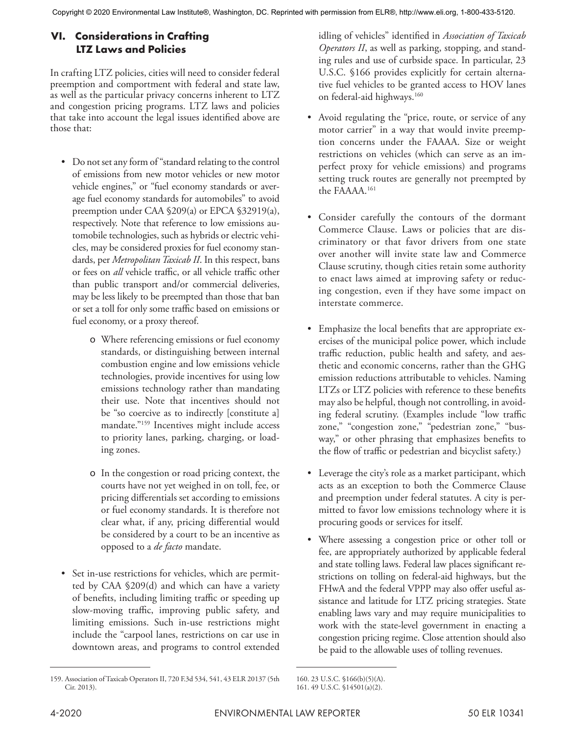## VI. Considerations in Crafting LTZ Laws and Policies

In crafting LTZ policies, cities will need to consider federal preemption and comportment with federal and state law, as well as the particular privacy concerns inherent to LTZ and congestion pricing programs. LTZ laws and policies that take into account the legal issues identified above are those that:

- Do not set any form of "standard relating to the control of emissions from new motor vehicles or new motor vehicle engines," or "fuel economy standards or average fuel economy standards for automobiles" to avoid preemption under CAA §209(a) or EPCA §32919(a), respectively. Note that reference to low emissions automobile technologies, such as hybrids or electric vehicles, may be considered proxies for fuel economy standards, per *Metropolitan Taxicab II*. In this respect, bans or fees on *all* vehicle traffic, or all vehicle traffic other than public transport and/or commercial deliveries, may be less likely to be preempted than those that ban or set a toll for only some traffic based on emissions or fuel economy, or a proxy thereof.
  - Where referencing emissions or fuel economy standards, or distinguishing between internal combustion engine and low emissions vehicle technologies, provide incentives for using low emissions technology rather than mandating their use. Note that incentives should not be "so coercive as to indirectly [constitute a] mandate."[159] Incentives might include access to priority lanes, parking, charging, or loading zones.
  - In the congestion or road pricing context, the courts have not yet weighed in on toll, fee, or pricing differentials set according to emissions or fuel economy standards. It is therefore not clear what, if any, pricing differential would be considered by a court to be an incentive as opposed to a *de facto* mandate.
- Set in-use restrictions for vehicles, which are permitted by CAA §209(d) and which can have a variety of benefits, including limiting traffic or speeding up slow-moving traffic, improving public safety, and limiting emissions. Such in-use restrictions might include the "carpool lanes, restrictions on car use in downtown areas, and programs to control extended idling of vehicles" identified in *Association of Taxicab Operators II*, as well as parking, stopping, and standing rules and use of curbside space. In particular, 23 U.S.C. §166 provides explicitly for certain alternative fuel vehicles to be granted access to HOV lanes on federal-aid highways.[160]
- Avoid regulating the "price, route, or service of any motor carrier" in a way that would invite preemption concerns under the FAAAA. Size or weight restrictions on vehicles (which can serve as an imperfect proxy for vehicle emissions) and programs setting truck routes are generally not preempted by the FAAAA.[161]
- Consider carefully the contours of the dormant Commerce Clause. Laws or policies that are discriminatory or that favor drivers from one state over another will invite state law and Commerce Clause scrutiny, though cities retain some authority to enact laws aimed at improving safety or reducing congestion, even if they have some impact on interstate commerce.
- Emphasize the local benefits that are appropriate exercises of the municipal police power, which include traffic reduction, public health and safety, and aesthetic and economic concerns, rather than the GHG emission reductions attributable to vehicles. Naming LTZs or LTZ policies with reference to these benefits may also be helpful, though not controlling, in avoiding federal scrutiny. (Examples include "low traffic zone," "congestion zone," "pedestrian zone," "busway," or other phrasing that emphasizes benefits to the flow of traffic or pedestrian and bicyclist safety.)
- Leverage the city's role as a market participant, which acts as an exception to both the Commerce Clause and preemption under federal statutes. A city is permitted to favor low emissions technology where it is procuring goods or services for itself.
- Where assessing a congestion price or other toll or fee, are appropriately authorized by applicable federal and state tolling laws. Federal law places significant restrictions on tolling on federal-aid highways, but the FHwA and the federal VPPP may also offer useful assistance and latitude for LTZ pricing strategies. State enabling laws vary and may require municipalities to work with the state-level government in enacting a congestion pricing regime. Close attention should also be paid to the allowable uses of tolling revenues.

---

159. Association of Taxicab Operators II, 720 F.3d 534, 541, 43 ELR 20137 (5th Cir. 2013).

160. 23 U.S.C. §166(b)(5)(A).

161. 49 U.S.C. §14501(a)(2).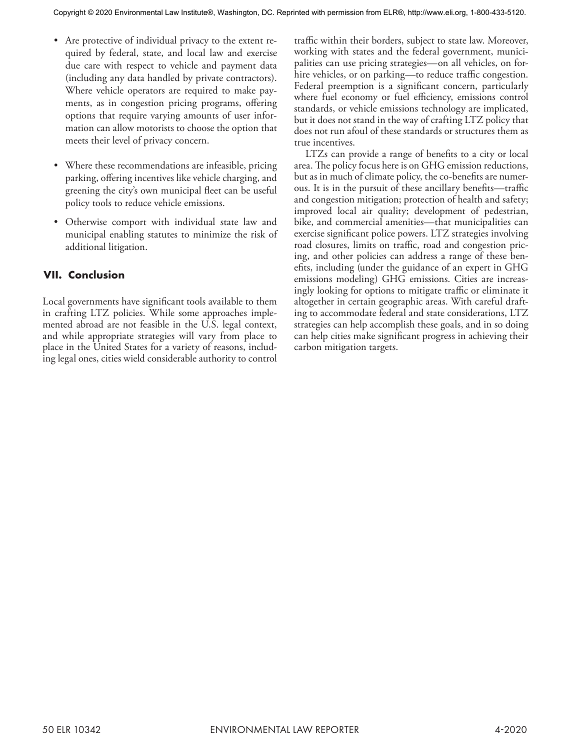- Are protective of individual privacy to the extent required by federal, state, and local law and exercise due care with respect to vehicle and payment data (including any data handled by private contractors). Where vehicle operators are required to make payments, as in congestion pricing programs, offering options that require varying amounts of user information can allow motorists to choose the option that meets their level of privacy concern.

- Where these recommendations are infeasible, pricing parking, offering incentives like vehicle charging, and greening the city's own municipal fleet can be useful policy tools to reduce vehicle emissions.

- Otherwise comport with individual state law and municipal enabling statutes to minimize the risk of additional litigation.

## VII. Conclusion

Local governments have significant tools available to them in crafting LTZ policies. While some approaches implemented abroad are not feasible in the U.S. legal context, and while appropriate strategies will vary from place to place in the United States for a variety of reasons, including legal ones, cities wield considerable authority to control traffic within their borders, subject to state law. Moreover, working with states and the federal government, municipalities can use pricing strategies—on all vehicles, on for-hire vehicles, or on parking—to reduce traffic congestion. Federal preemption is a significant concern, particularly where fuel economy or fuel efficiency, emissions control standards, or vehicle emissions technology are implicated, but it does not stand in the way of crafting LTZ policy that does not run afoul of these standards or structures them as true incentives.

LTZs can provide a range of benefits to a city or local area. The policy focus here is on GHG emission reductions, but as in much of climate policy, the co-benefits are numerous. It is in the pursuit of these ancillary benefits—traffic and congestion mitigation; protection of health and safety; improved local air quality; development of pedestrian, bike, and commercial amenities—that municipalities can exercise significant police powers. LTZ strategies involving road closures, limits on traffic, road and congestion pricing, and other policies can address a range of these benefits, including (under the guidance of an expert in GHG emissions modeling) GHG emissions. Cities are increasingly looking for options to mitigate traffic or eliminate it altogether in certain geographic areas. With careful drafting to accommodate federal and state considerations, LTZ strategies can help accomplish these goals, and in so doing can help cities make significant progress in achieving their carbon mitigation targets.